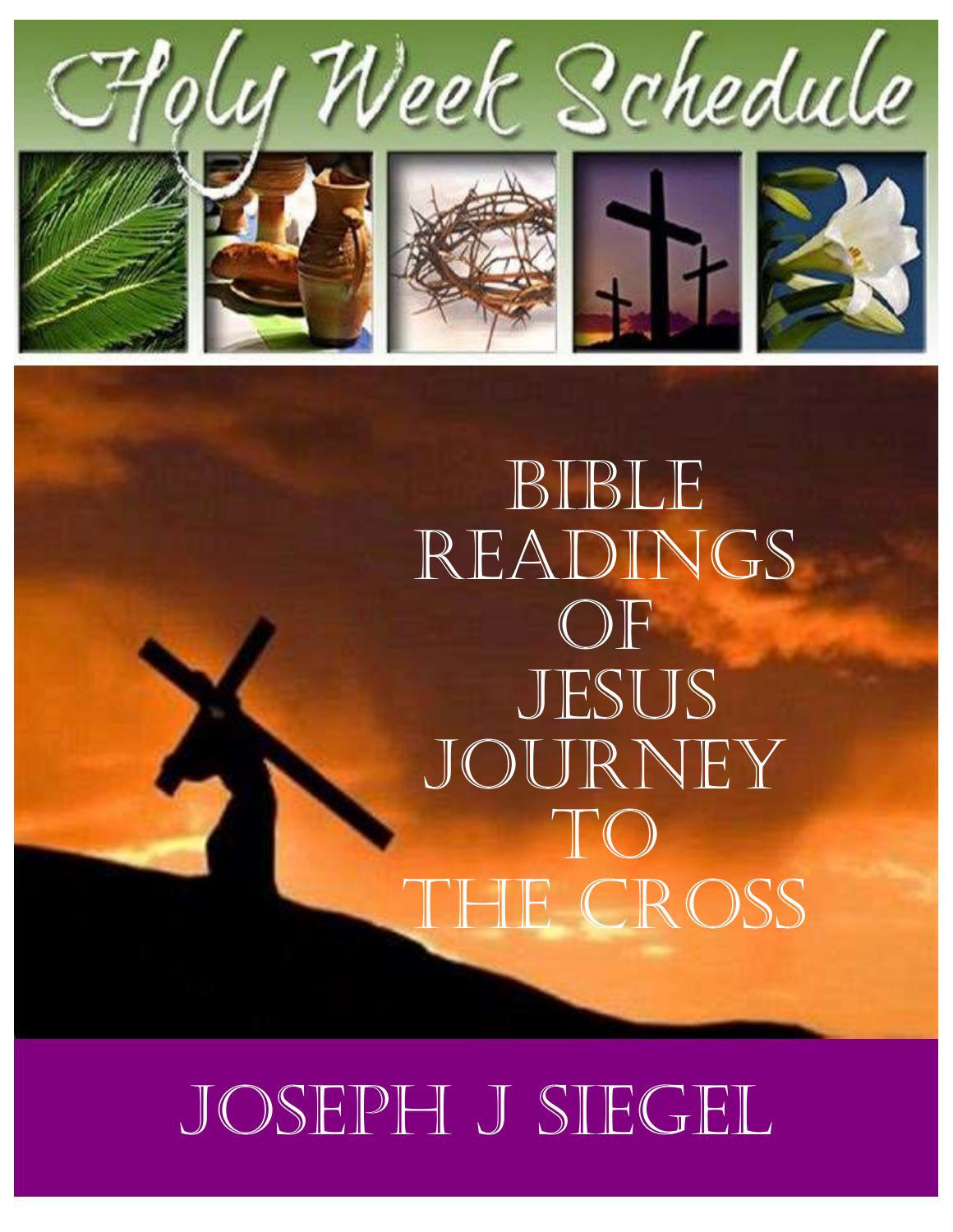# Holy Week Schedule

# Bible Readings of Jesus Journey to the Cross

## Joseph J Siegel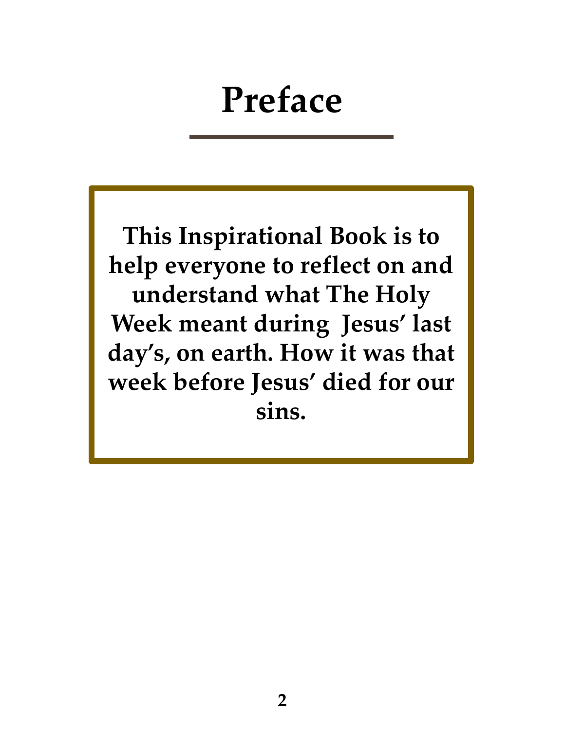# Preface

**This Inspirational Book is to help everyone to reflect on and understand what The Holy Week meant during  Jesus' last day's, on earth. How it was that week before Jesus' died for our sins.**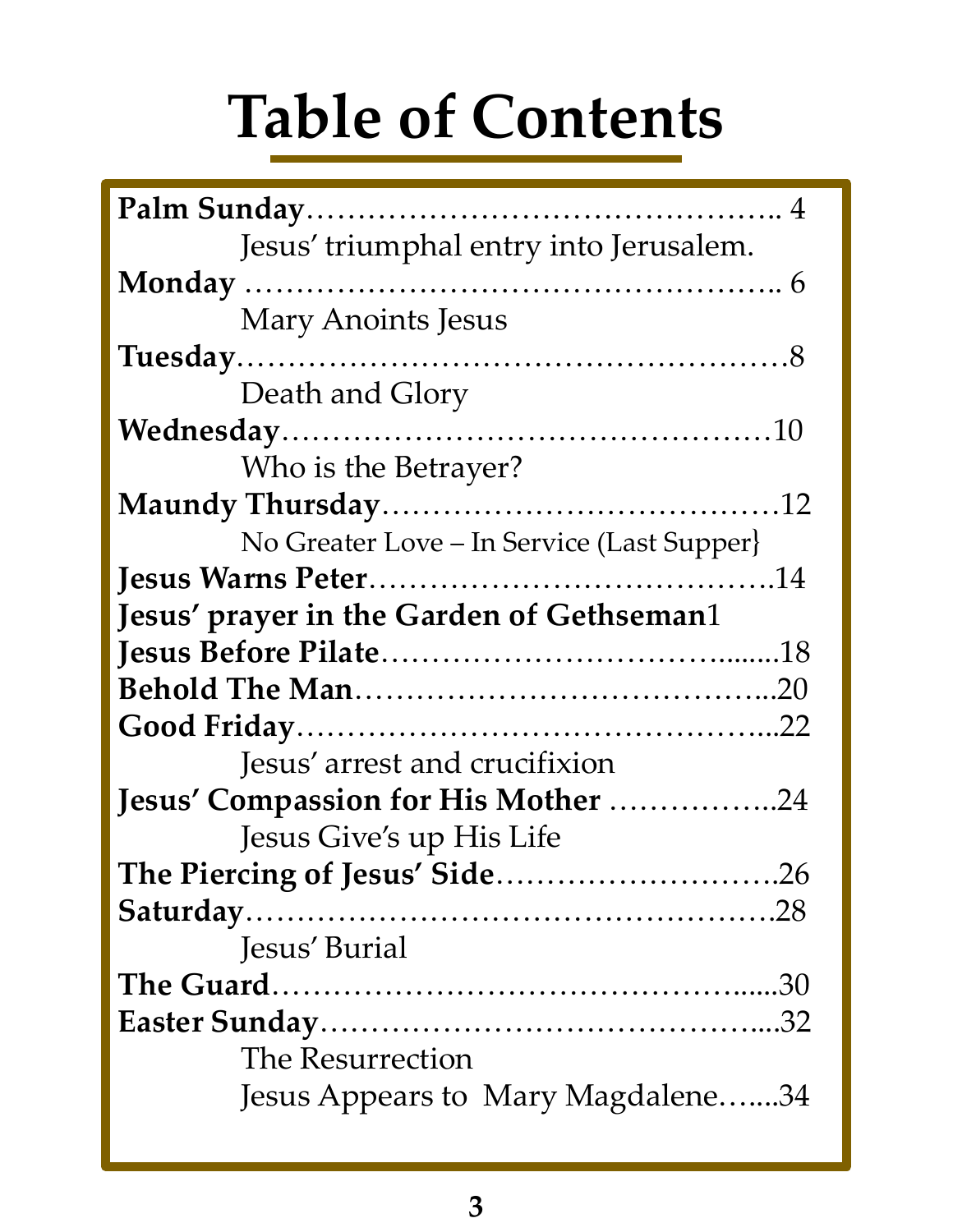# Table of Contents

**Palm Sunday**……………………………………….. 4

Jesus' triumphal entry into Jerusalem.

**Monday** …………………………………………….. 6

Mary Anoints Jesus

**Tuesday**……………………………………………8

Death and Glory

**Wednesday**…………………………………………10

Who is the Betrayer?

**Maundy Thursday**………………………………12

No Greater Love – In Service (Last Supper}

**Jesus Warns Peter**……………………………….14

**Jesus' prayer in the Garden of Gethseman**1

**Jesus Before Pilate**…………………………........18

**Behold The Man**…………………………………..20

**Good Friday**……………………………………...22

Jesus' arrest and crucifixion

**Jesus' Compassion for His Mother** ……………..24

Jesus Give's up His Life

**The Piercing of Jesus' Side**……………………….26

**Saturday**……………………………………………28

Jesus' Burial

**The Guard**…………………………………….......30

**Easter Sunday**……………………………………...32

The Resurrection

Jesus Appears to Mary Magdalene…....34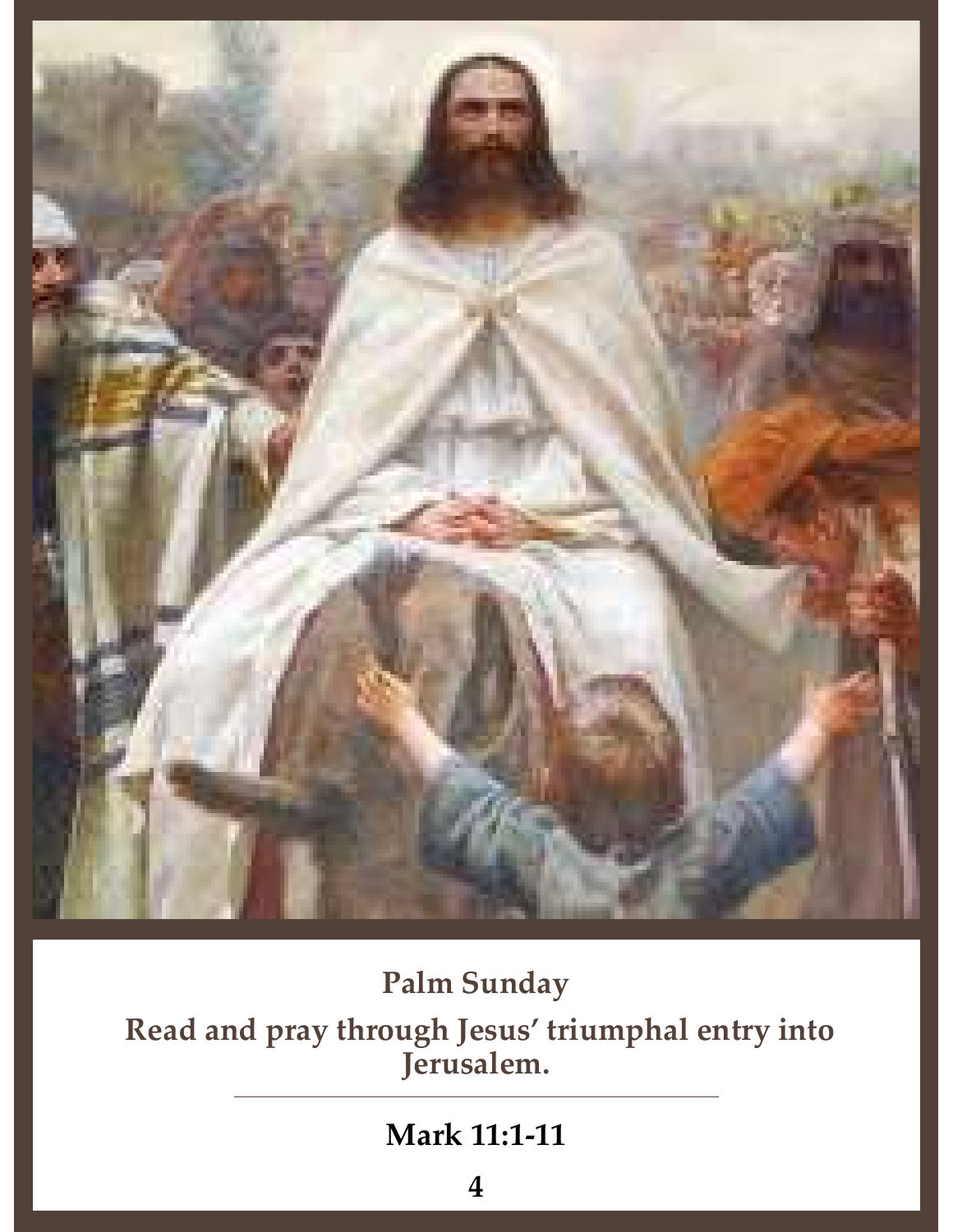## Palm Sunday

**Read and pray through Jesus' triumphal entry into Jerusalem.**

---

**Mark 11:1-11**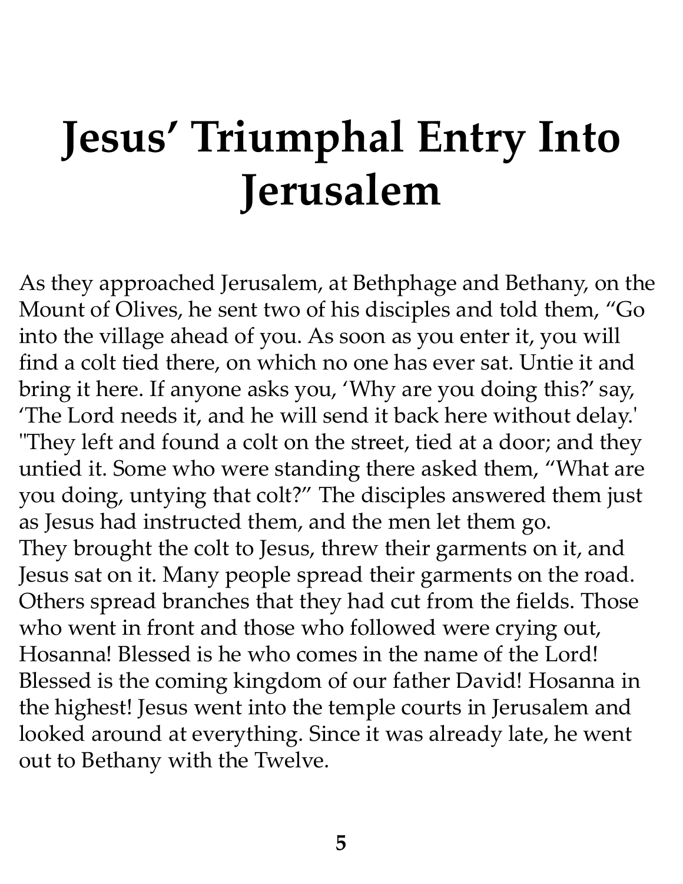# Jesus' Triumphal Entry Into Jerusalem

As they approached Jerusalem, at Bethphage and Bethany, on the Mount of Olives, he sent two of his disciples and told them, "Go into the village ahead of you. As soon as you enter it, you will find a colt tied there, on which no one has ever sat. Untie it and bring it here. If anyone asks you, 'Why are you doing this?' say, 'The Lord needs it, and he will send it back here without delay.' "They left and found a colt on the street, tied at a door; and they untied it. Some who were standing there asked them, "What are you doing, untying that colt?" The disciples answered them just as Jesus had instructed them, and the men let them go.
They brought the colt to Jesus, threw their garments on it, and Jesus sat on it. Many people spread their garments on the road. Others spread branches that they had cut from the fields. Those who went in front and those who followed were crying out, Hosanna! Blessed is he who comes in the name of the Lord! Blessed is the coming kingdom of our father David! Hosanna in the highest! Jesus went into the temple courts in Jerusalem and looked around at everything. Since it was already late, he went out to Bethany with the Twelve.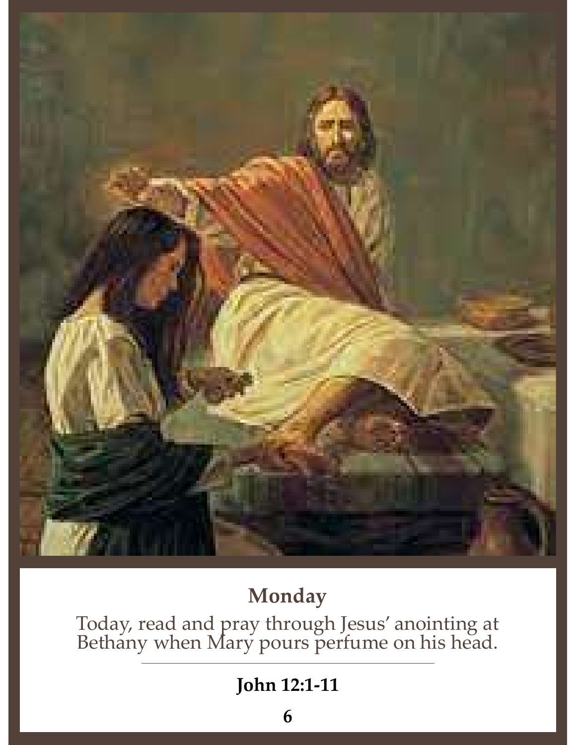## Monday

Today, read and pray through Jesus' anointing at Bethany when Mary pours perfume on his head.

**John 12:1-11**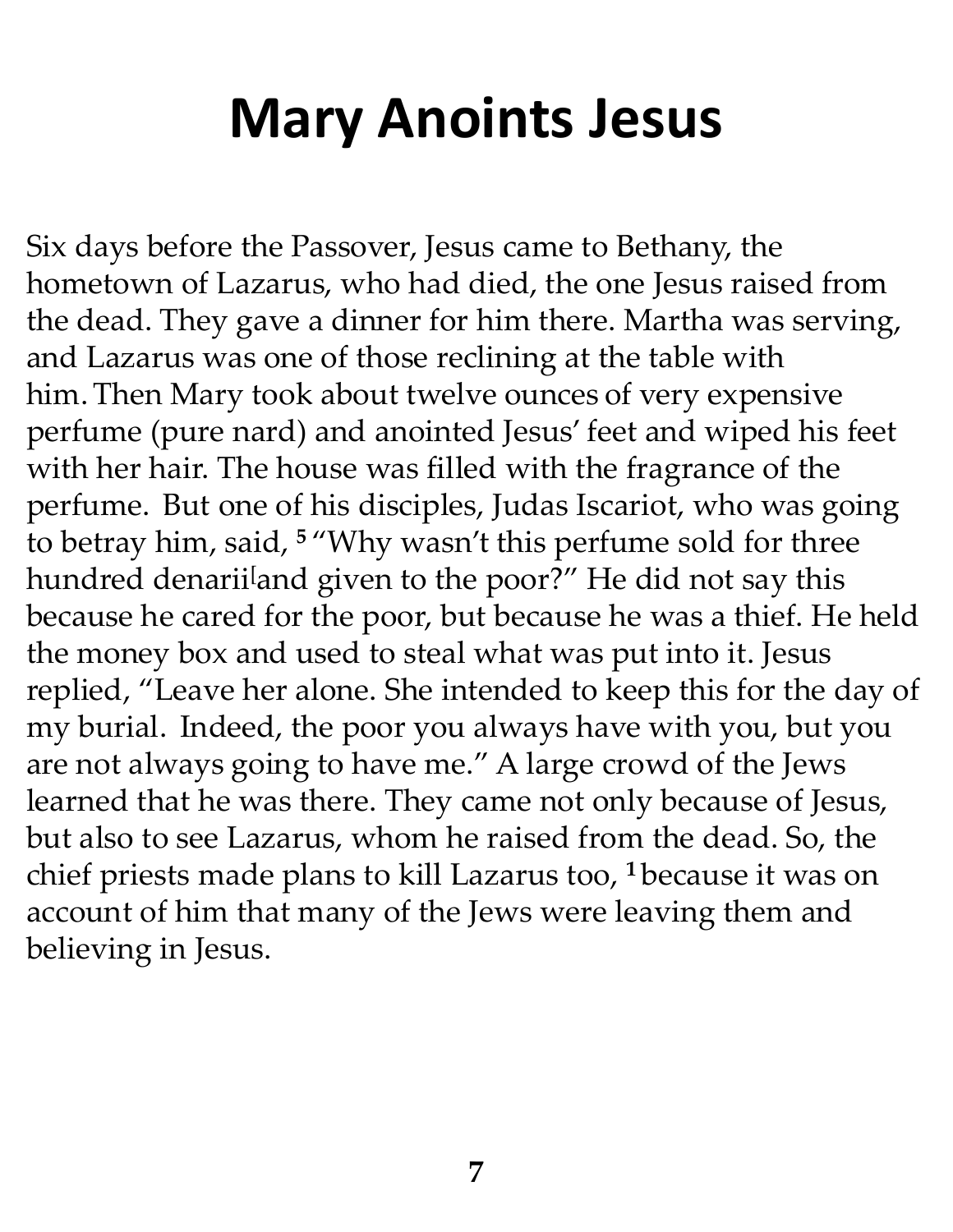# Mary Anoints Jesus

Six days before the Passover, Jesus came to Bethany, the hometown of Lazarus, who had died, the one Jesus raised from the dead. They gave a dinner for him there. Martha was serving, and Lazarus was one of those reclining at the table with him. Then Mary took about twelve ounces of very expensive perfume (pure nard) and anointed Jesus' feet and wiped his feet with her hair. The house was filled with the fragrance of the perfume. But one of his disciples, Judas Iscariot, who was going to betray him, said, [5] "Why wasn't this perfume sold for three hundred denarii[and given to the poor?" He did not say this because he cared for the poor, but because he was a thief. He held the money box and used to steal what was put into it. Jesus replied, "Leave her alone. She intended to keep this for the day of my burial. Indeed, the poor you always have with you, but you are not always going to have me." A large crowd of the Jews learned that he was there. They came not only because of Jesus, but also to see Lazarus, whom he raised from the dead. So, the chief priests made plans to kill Lazarus too, [1] because it was on account of him that many of the Jews were leaving them and believing in Jesus.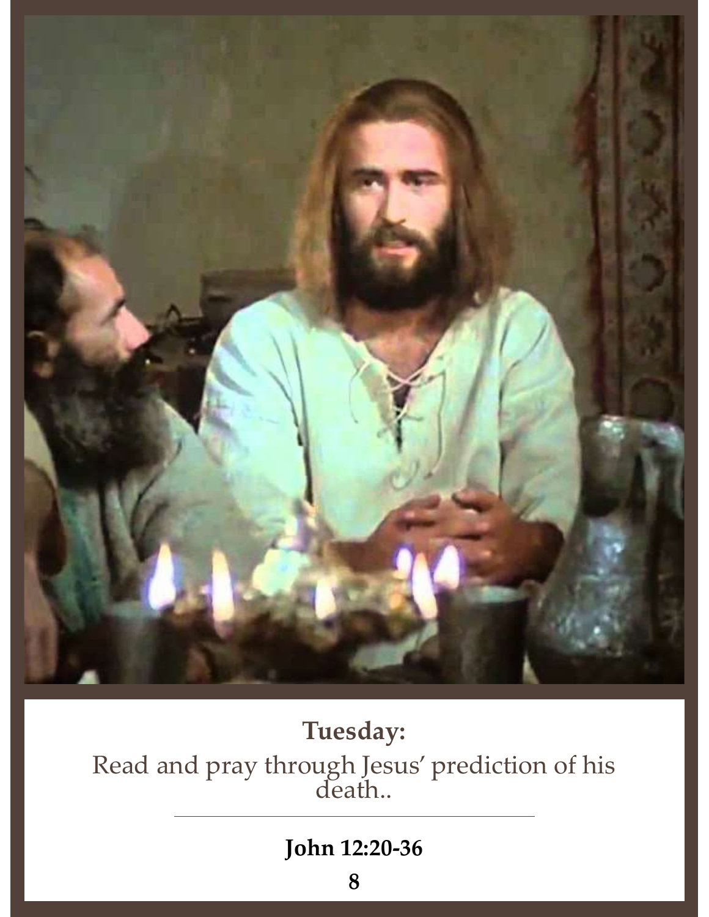**Tuesday:**

Read and pray through Jesus' prediction of his death..

---

**John 12:20-36**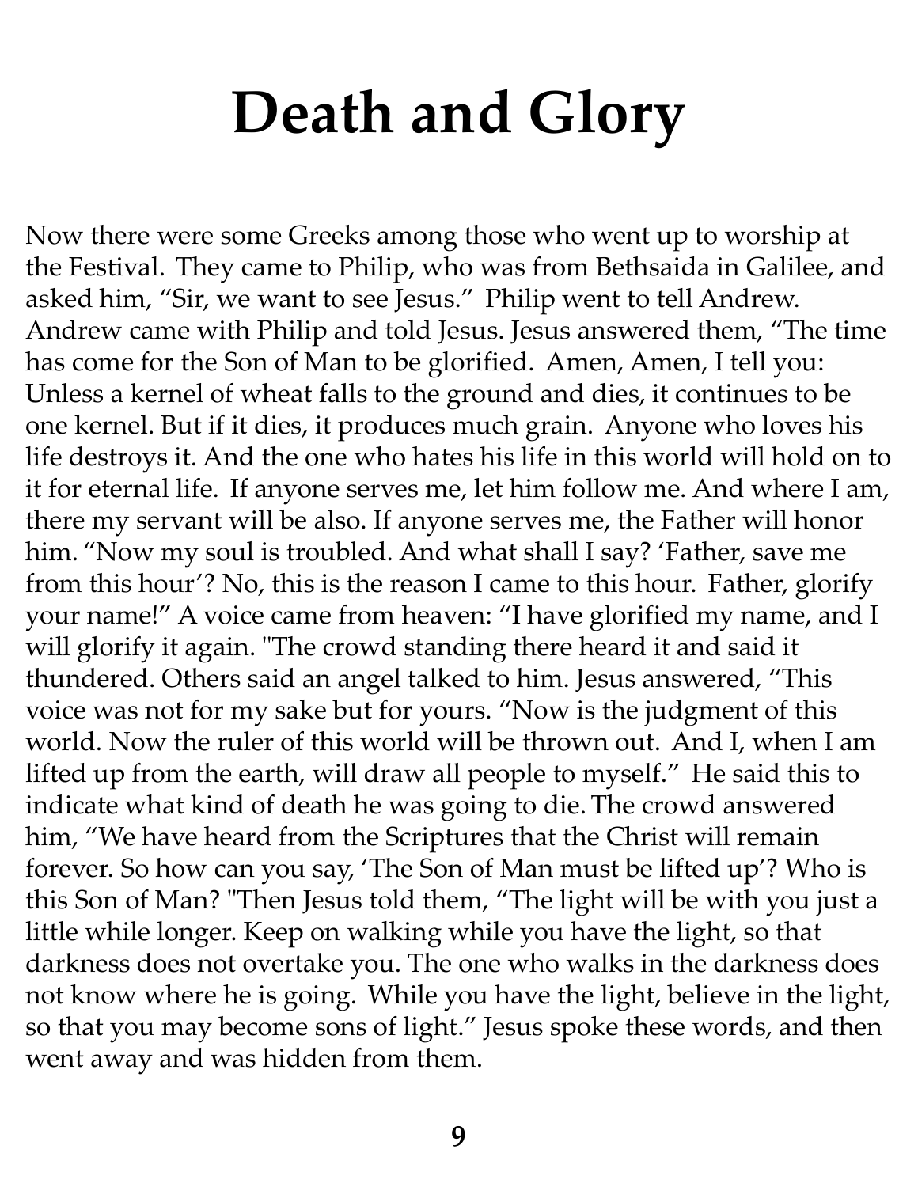# Death and Glory

Now there were some Greeks among those who went up to worship at the Festival. They came to Philip, who was from Bethsaida in Galilee, and asked him, “Sir, we want to see Jesus.” Philip went to tell Andrew. Andrew came with Philip and told Jesus. Jesus answered them, “The time has come for the Son of Man to be glorified. Amen, Amen, I tell you: Unless a kernel of wheat falls to the ground and dies, it continues to be one kernel. But if it dies, it produces much grain. Anyone who loves his life destroys it. And the one who hates his life in this world will hold on to it for eternal life. If anyone serves me, let him follow me. And where I am, there my servant will be also. If anyone serves me, the Father will honor him. “Now my soul is troubled. And what shall I say? ‘Father, save me from this hour’? No, this is the reason I came to this hour. Father, glorify your name!” A voice came from heaven: “I have glorified my name, and I will glorify it again. "The crowd standing there heard it and said it thundered. Others said an angel talked to him. Jesus answered, “This voice was not for my sake but for yours. “Now is the judgment of this world. Now the ruler of this world will be thrown out. And I, when I am lifted up from the earth, will draw all people to myself.” He said this to indicate what kind of death he was going to die. The crowd answered him, “We have heard from the Scriptures that the Christ will remain forever. So how can you say, ‘The Son of Man must be lifted up’? Who is this Son of Man? "Then Jesus told them, “The light will be with you just a little while longer. Keep on walking while you have the light, so that darkness does not overtake you. The one who walks in the darkness does not know where he is going. While you have the light, believe in the light, so that you may become sons of light.” Jesus spoke these words, and then went away and was hidden from them.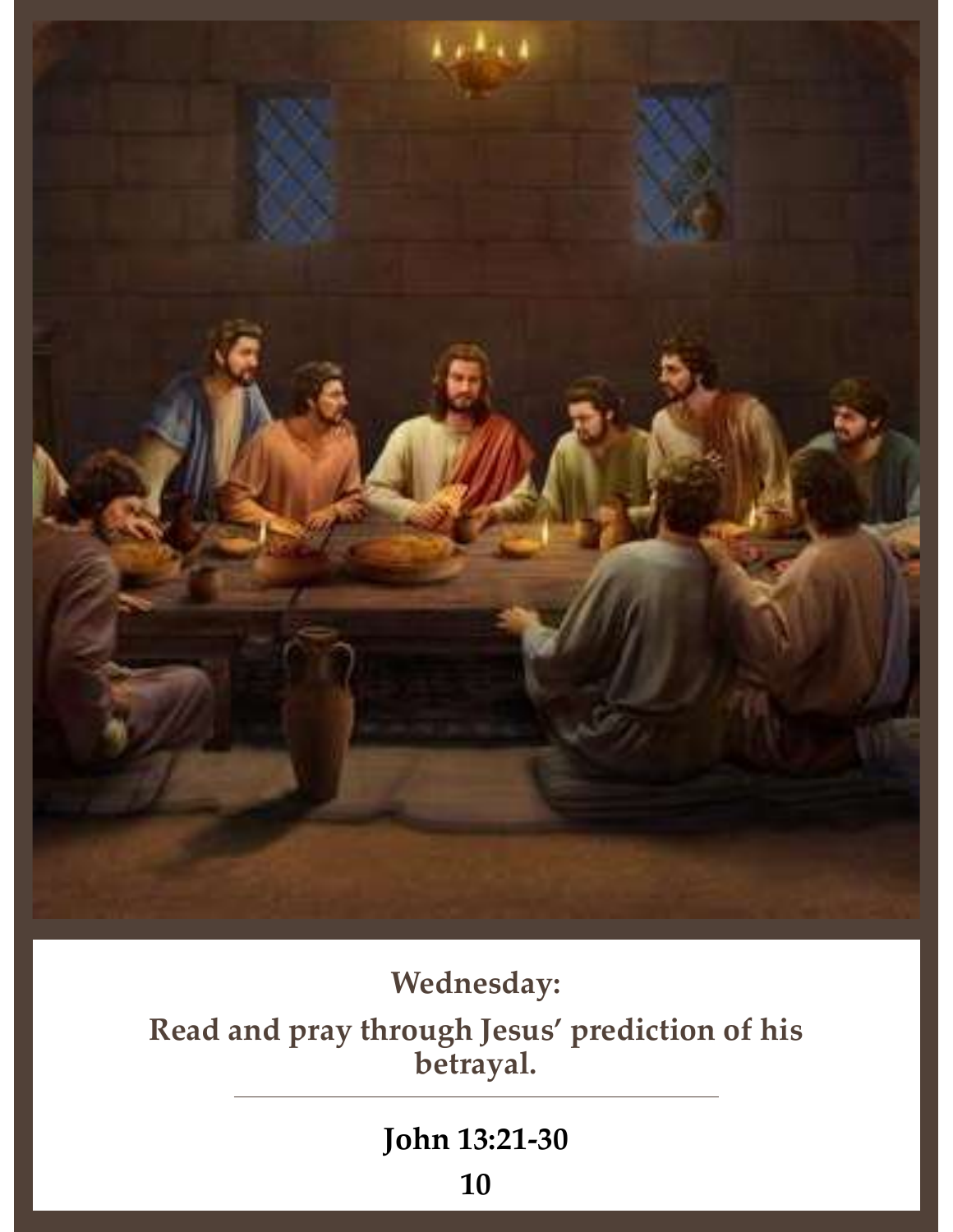**Wednesday:**

**Read and pray through Jesus' prediction of his betrayal.**

---

**John 13:21-30**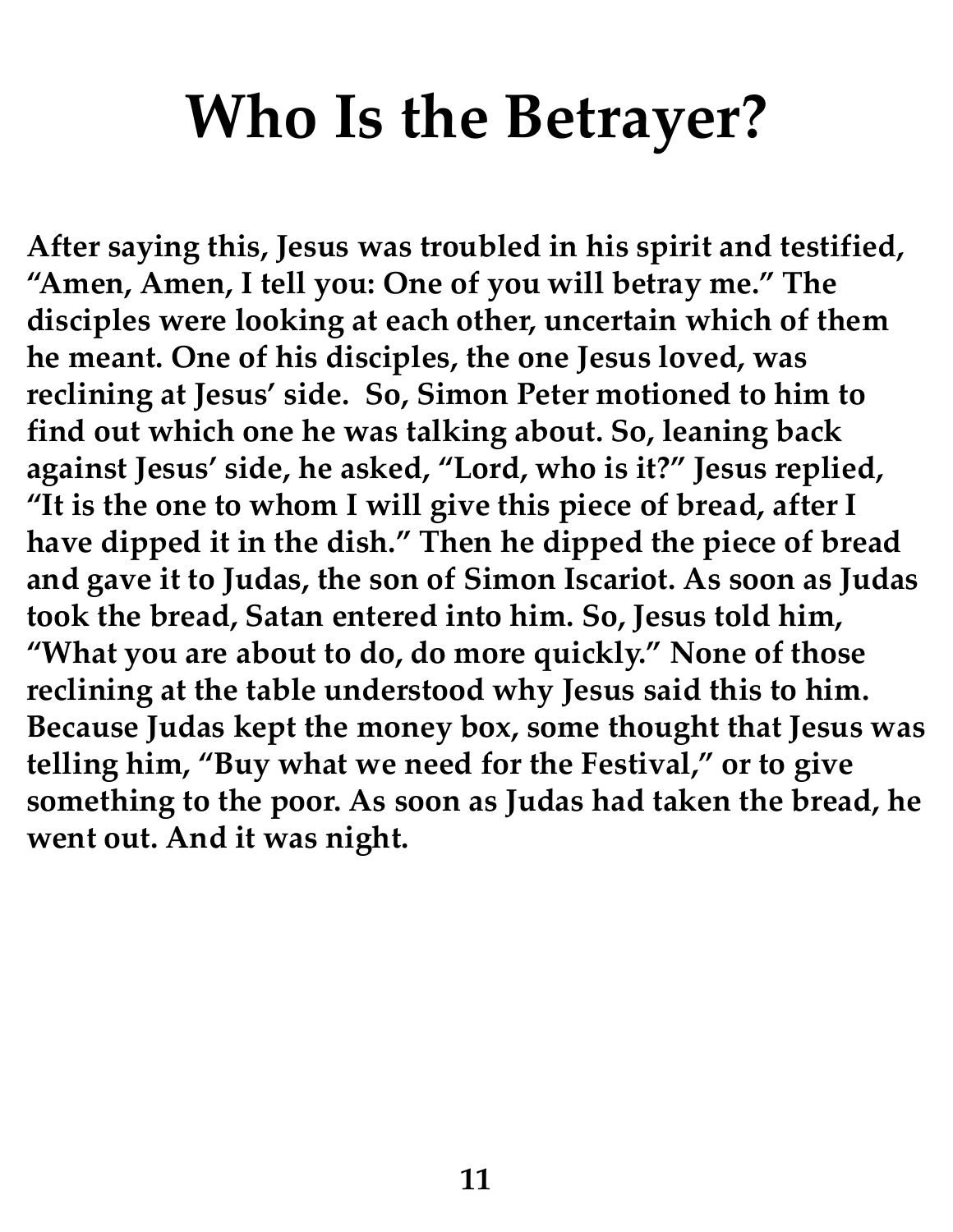# Who Is the Betrayer?

**After saying this, Jesus was troubled in his spirit and testified, "Amen, Amen, I tell you: One of you will betray me." The disciples were looking at each other, uncertain which of them he meant. One of his disciples, the one Jesus loved, was reclining at Jesus' side. So, Simon Peter motioned to him to find out which one he was talking about. So, leaning back against Jesus' side, he asked, "Lord, who is it?" Jesus replied, "It is the one to whom I will give this piece of bread, after I have dipped it in the dish." Then he dipped the piece of bread and gave it to Judas, the son of Simon Iscariot. As soon as Judas took the bread, Satan entered into him. So, Jesus told him, "What you are about to do, do more quickly." None of those reclining at the table understood why Jesus said this to him. Because Judas kept the money box, some thought that Jesus was telling him, "Buy what we need for the Festival," or to give something to the poor. As soon as Judas had taken the bread, he went out. And it was night.**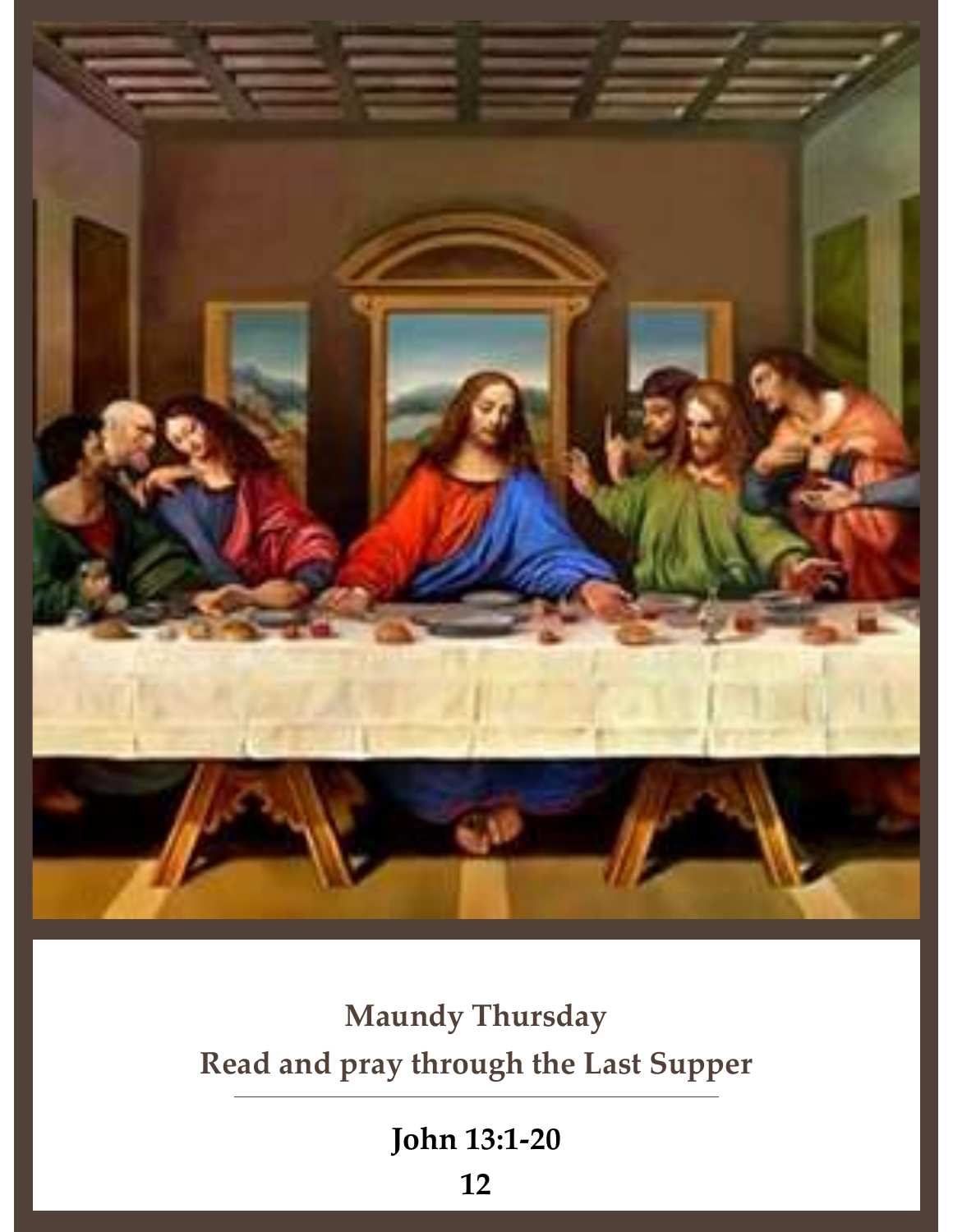**Maundy Thursday**

**Read and pray through the Last Supper**

---

**John 13:1-20**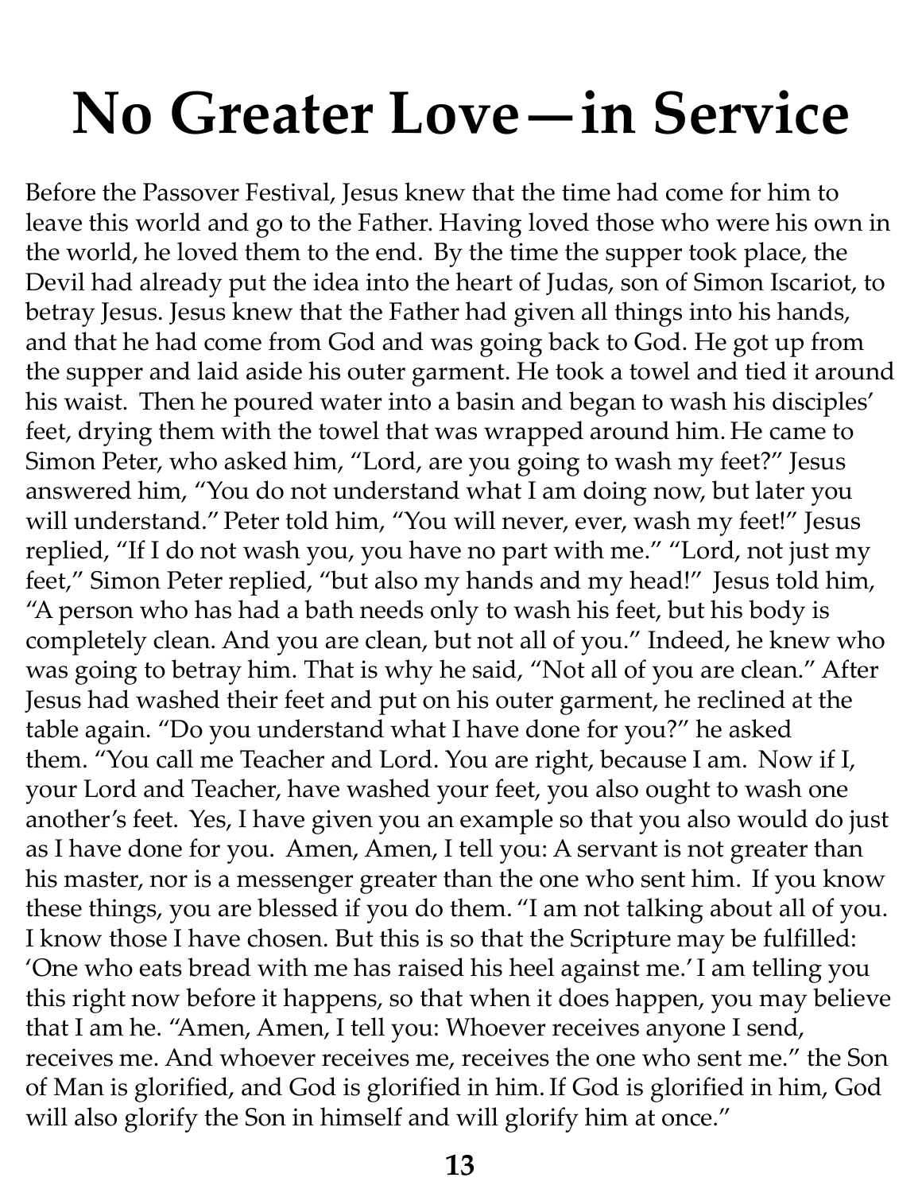# No Greater Love—in Service

Before the Passover Festival, Jesus knew that the time had come for him to leave this world and go to the Father. Having loved those who were his own in the world, he loved them to the end. By the time the supper took place, the Devil had already put the idea into the heart of Judas, son of Simon Iscariot, to betray Jesus. Jesus knew that the Father had given all things into his hands, and that he had come from God and was going back to God. He got up from the supper and laid aside his outer garment. He took a towel and tied it around his waist. Then he poured water into a basin and began to wash his disciples' feet, drying them with the towel that was wrapped around him. He came to Simon Peter, who asked him, "Lord, are you going to wash my feet?" Jesus answered him, "You do not understand what I am doing now, but later you will understand." Peter told him, "You will never, ever, wash my feet!" Jesus replied, "If I do not wash you, you have no part with me." "Lord, not just my feet," Simon Peter replied, "but also my hands and my head!" Jesus told him, "A person who has had a bath needs only to wash his feet, but his body is completely clean. And you are clean, but not all of you." Indeed, he knew who was going to betray him. That is why he said, "Not all of you are clean." After Jesus had washed their feet and put on his outer garment, he reclined at the table again. "Do you understand what I have done for you?" he asked them. "You call me Teacher and Lord. You are right, because I am. Now if I, your Lord and Teacher, have washed your feet, you also ought to wash one another's feet. Yes, I have given you an example so that you also would do just as I have done for you. Amen, Amen, I tell you: A servant is not greater than his master, nor is a messenger greater than the one who sent him. If you know these things, you are blessed if you do them. "I am not talking about all of you. I know those I have chosen. But this is so that the Scripture may be fulfilled: 'One who eats bread with me has raised his heel against me.' I am telling you this right now before it happens, so that when it does happen, you may believe that I am he. "Amen, Amen, I tell you: Whoever receives anyone I send, receives me. And whoever receives me, receives the one who sent me." the Son of Man is glorified, and God is glorified in him. If God is glorified in him, God will also glorify the Son in himself and will glorify him at once."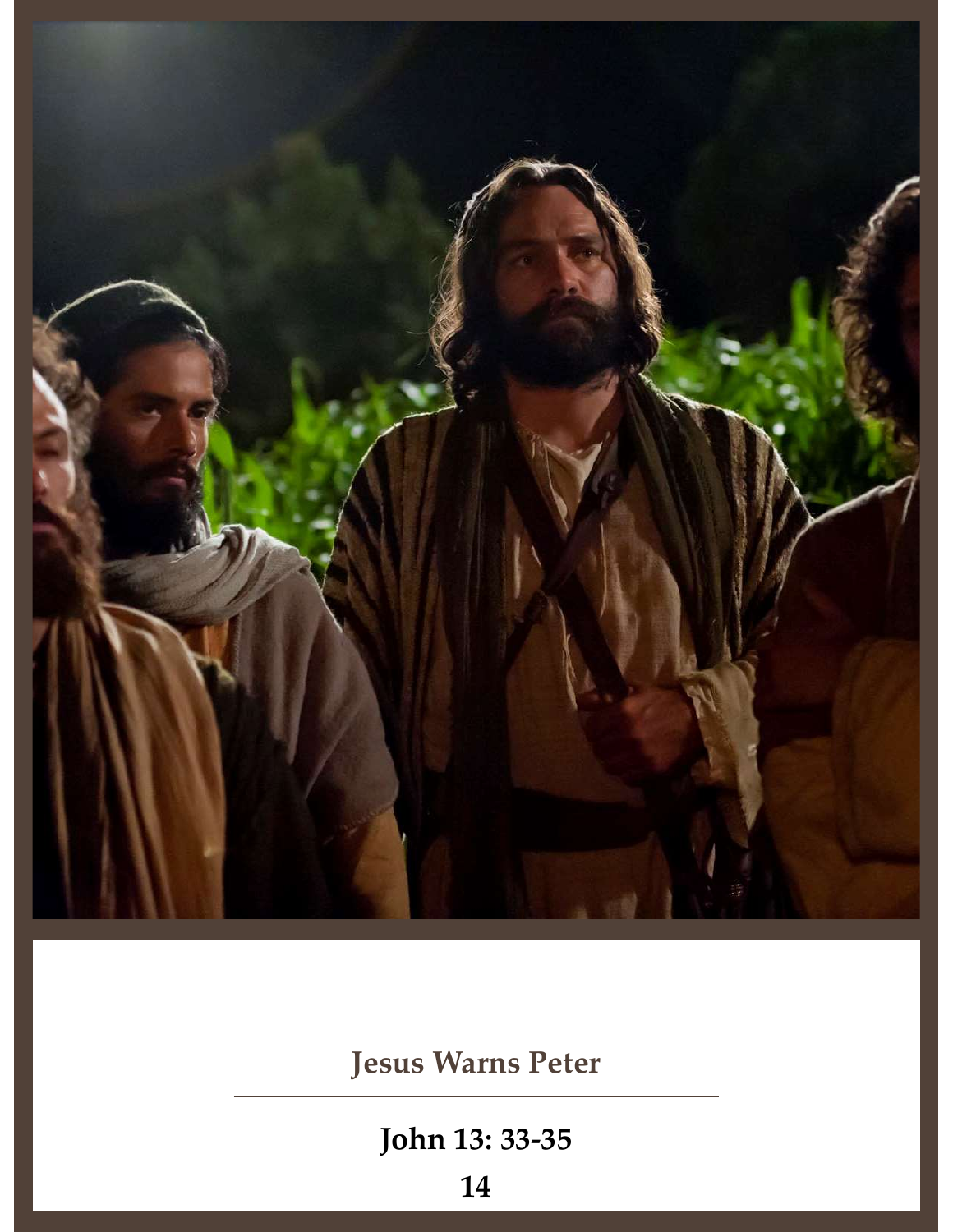Jesus Warns Peter

**John 13: 33-35**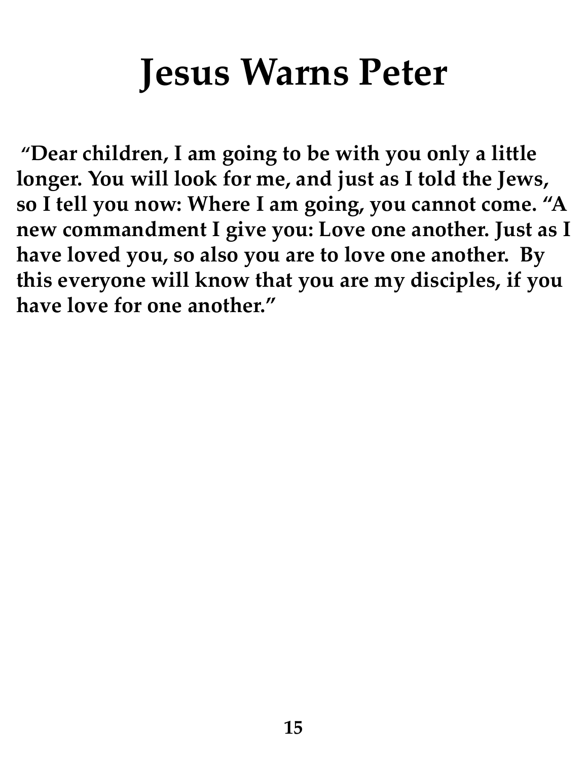# Jesus Warns Peter

**"Dear children, I am going to be with you only a little longer. You will look for me, and just as I told the Jews, so I tell you now: Where I am going, you cannot come. "A new commandment I give you: Love one another. Just as I have loved you, so also you are to love one another. By this everyone will know that you are my disciples, if you have love for one another."**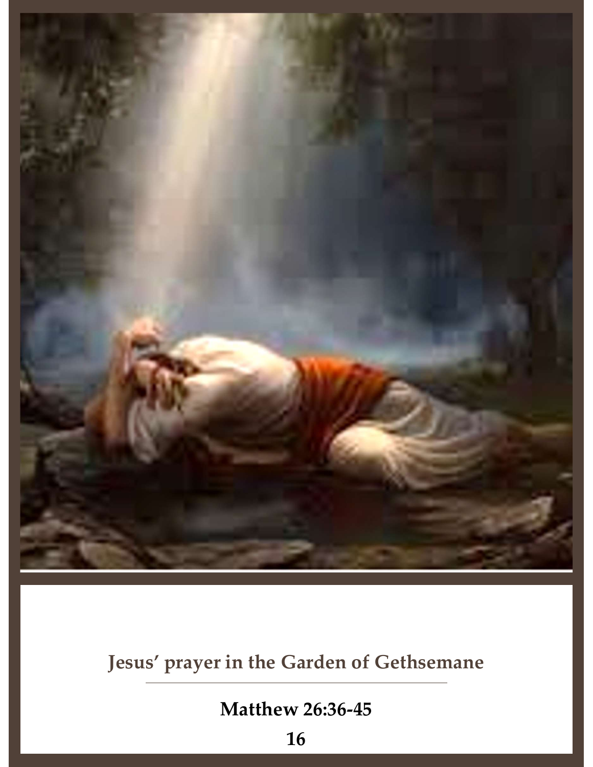**Jesus' prayer in the Garden of Gethsemane**

**Matthew 26:36-45**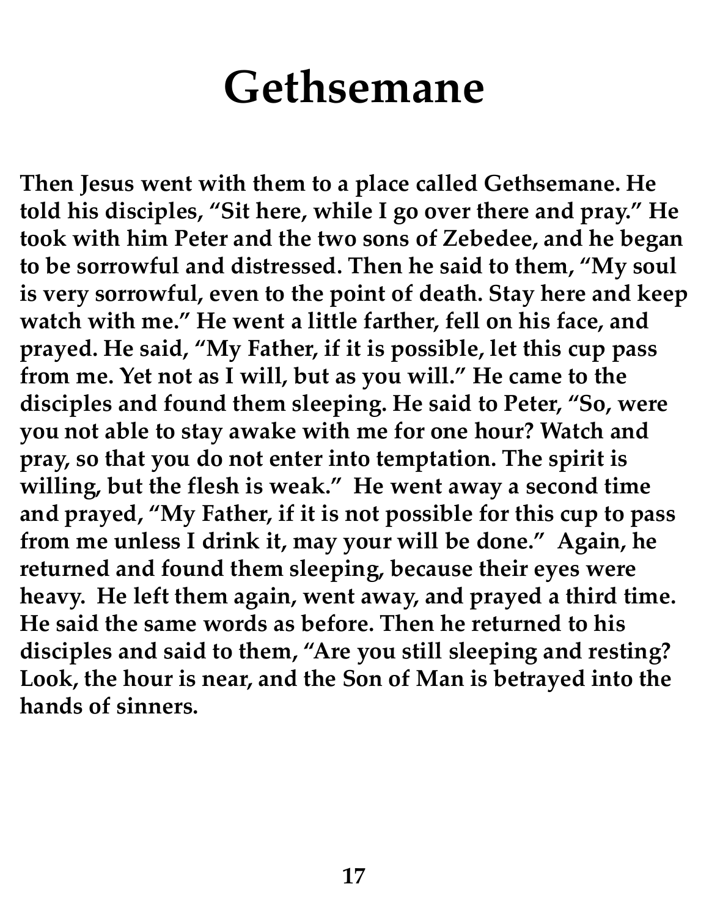# Gethsemane

**Then Jesus went with them to a place called Gethsemane. He told his disciples, “Sit here, while I go over there and pray.” He took with him Peter and the two sons of Zebedee, and he began to be sorrowful and distressed. Then he said to them, “My soul is very sorrowful, even to the point of death. Stay here and keep watch with me.” He went a little farther, fell on his face, and prayed. He said, “My Father, if it is possible, let this cup pass from me. Yet not as I will, but as you will.” He came to the disciples and found them sleeping. He said to Peter, “So, were you not able to stay awake with me for one hour? Watch and pray, so that you do not enter into temptation. The spirit is willing, but the flesh is weak.” He went away a second time and prayed, “My Father, if it is not possible for this cup to pass from me unless I drink it, may your will be done.” Again, he returned and found them sleeping, because their eyes were heavy. He left them again, went away, and prayed a third time. He said the same words as before. Then he returned to his disciples and said to them, “Are you still sleeping and resting? Look, the hour is near, and the Son of Man is betrayed into the hands of sinners.**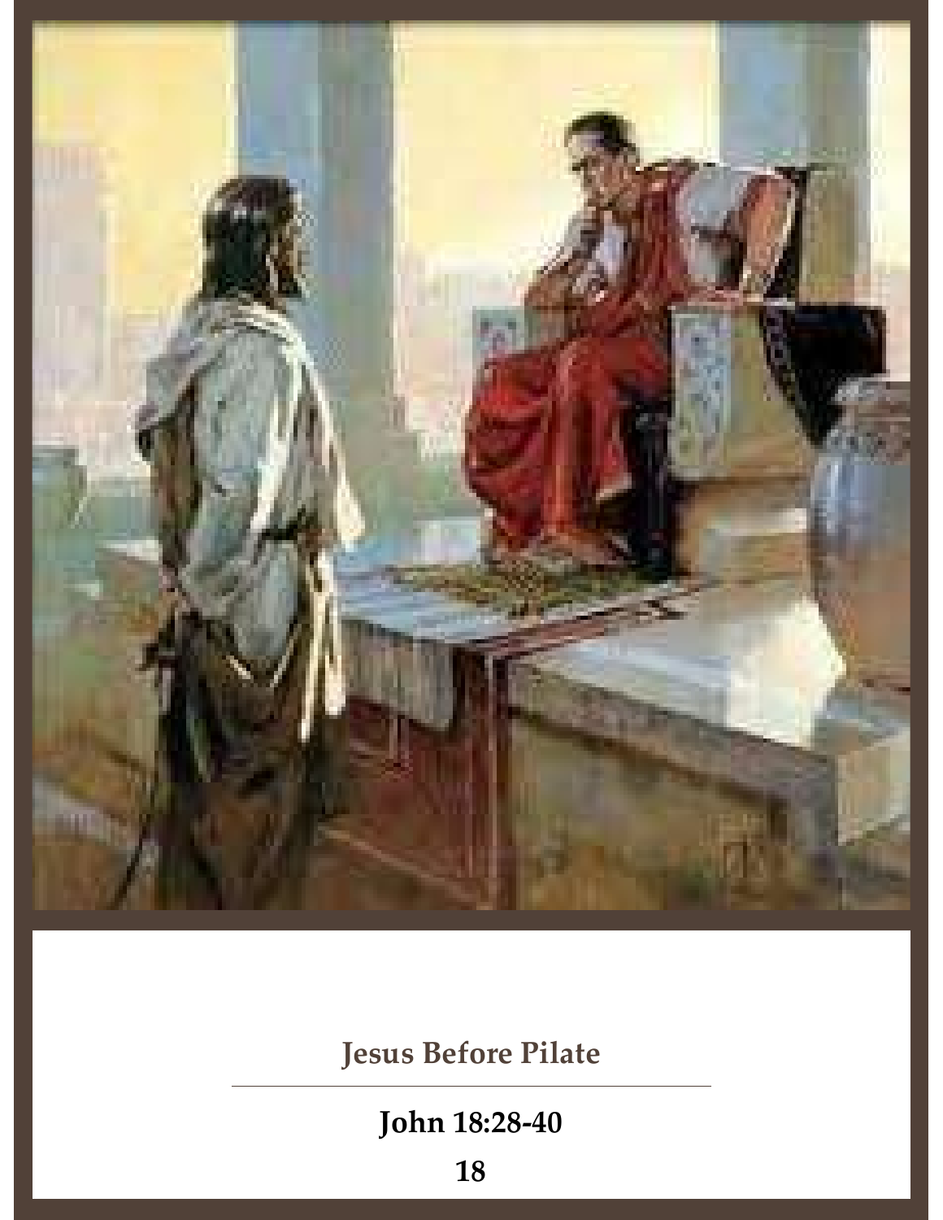**Jesus Before Pilate**

---

**John 18:28-40**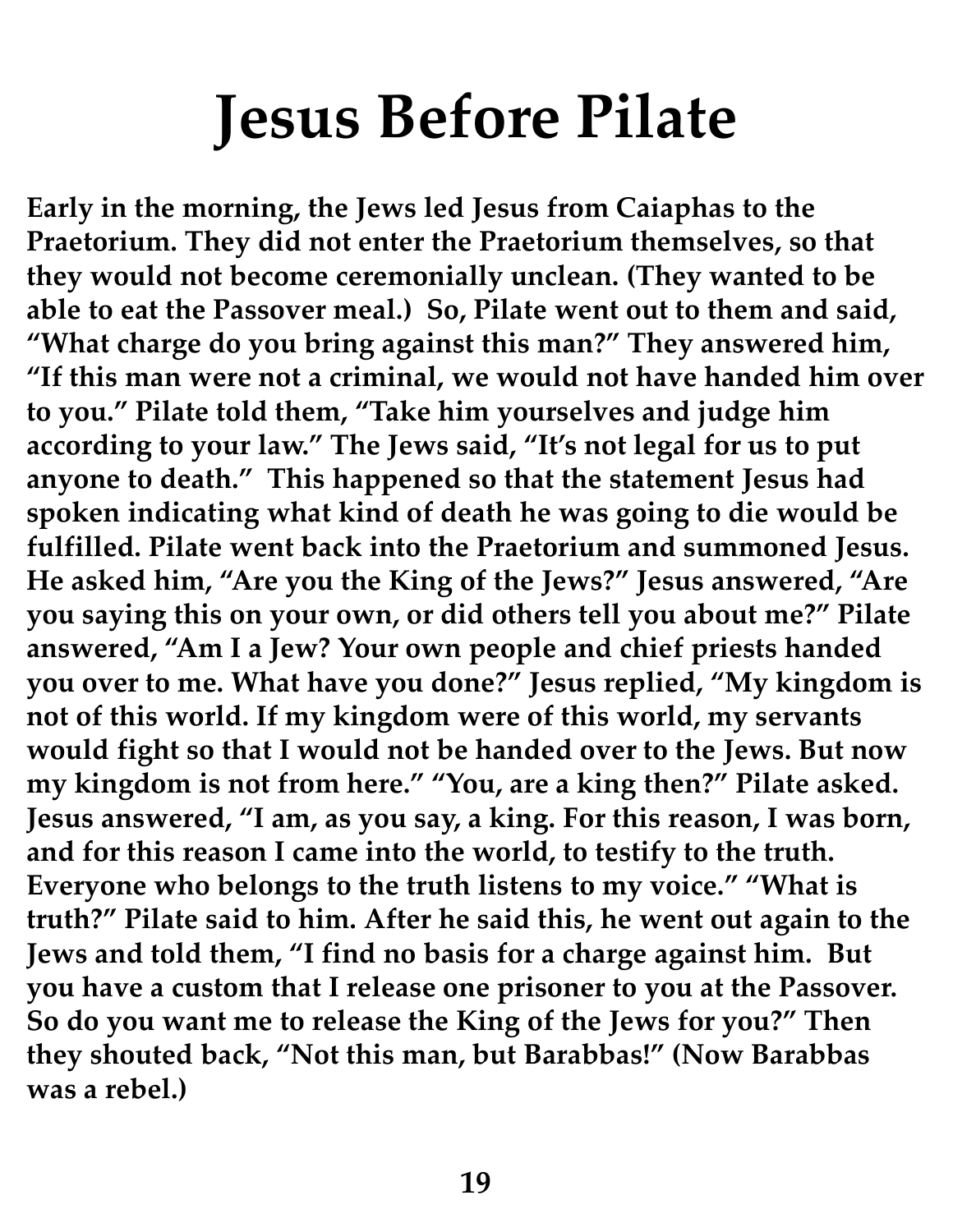# Jesus Before Pilate

**Early in the morning, the Jews led Jesus from Caiaphas to the Praetorium. They did not enter the Praetorium themselves, so that they would not become ceremonially unclean. (They wanted to be able to eat the Passover meal.) So, Pilate went out to them and said, "What charge do you bring against this man?" They answered him, "If this man were not a criminal, we would not have handed him over to you." Pilate told them, "Take him yourselves and judge him according to your law." The Jews said, "It's not legal for us to put anyone to death." This happened so that the statement Jesus had spoken indicating what kind of death he was going to die would be fulfilled. Pilate went back into the Praetorium and summoned Jesus. He asked him, "Are you the King of the Jews?" Jesus answered, "Are you saying this on your own, or did others tell you about me?" Pilate answered, "Am I a Jew? Your own people and chief priests handed you over to me. What have you done?" Jesus replied, "My kingdom is not of this world. If my kingdom were of this world, my servants would fight so that I would not be handed over to the Jews. But now my kingdom is not from here." "You, are a king then?" Pilate asked. Jesus answered, "I am, as you say, a king. For this reason, I was born, and for this reason I came into the world, to testify to the truth. Everyone who belongs to the truth listens to my voice." "What is truth?" Pilate said to him. After he said this, he went out again to the Jews and told them, "I find no basis for a charge against him. But you have a custom that I release one prisoner to you at the Passover. So do you want me to release the King of the Jews for you?" Then they shouted back, "Not this man, but Barabbas!" (Now Barabbas was a rebel.)**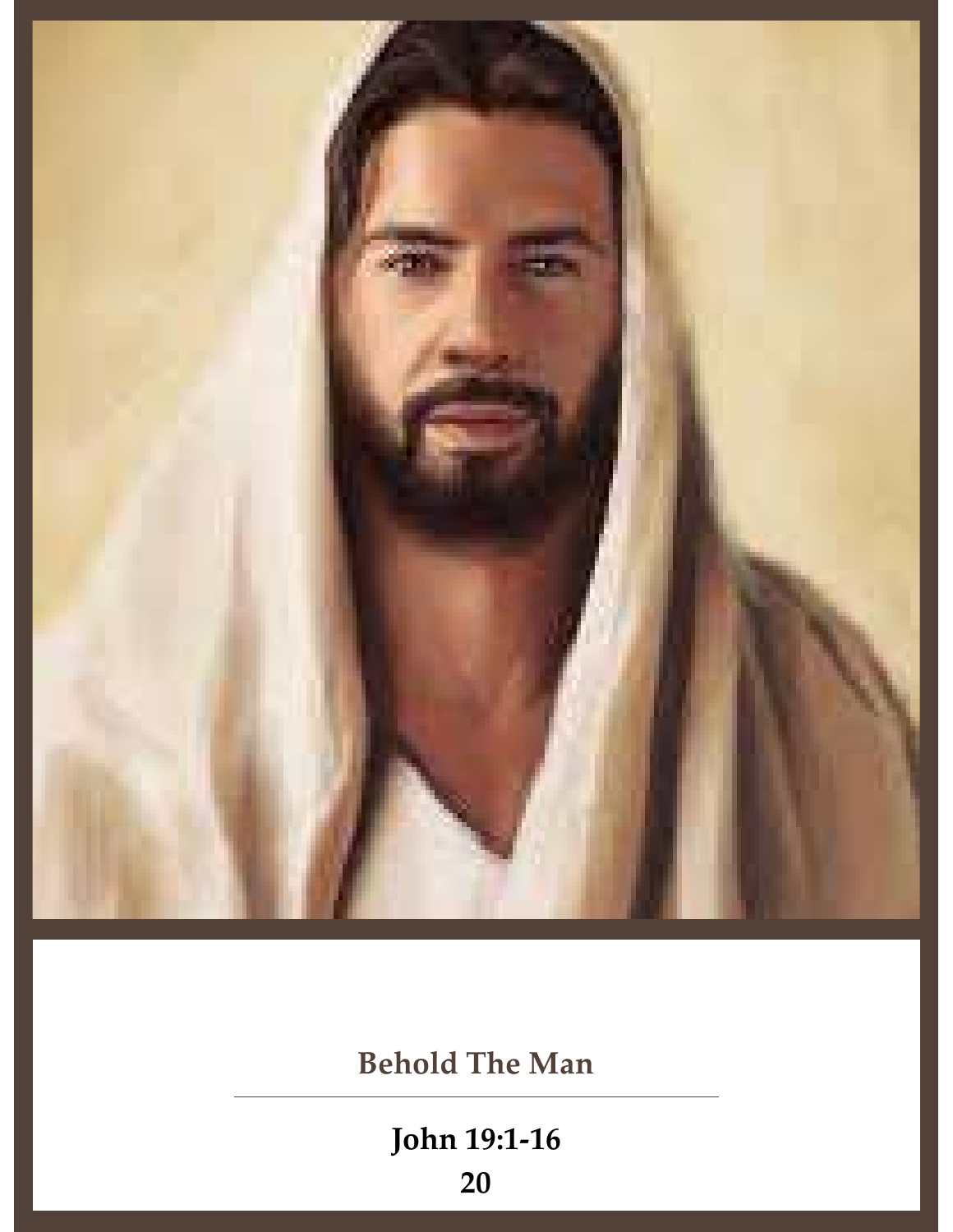**Behold The Man**

---

**John 19:1-16**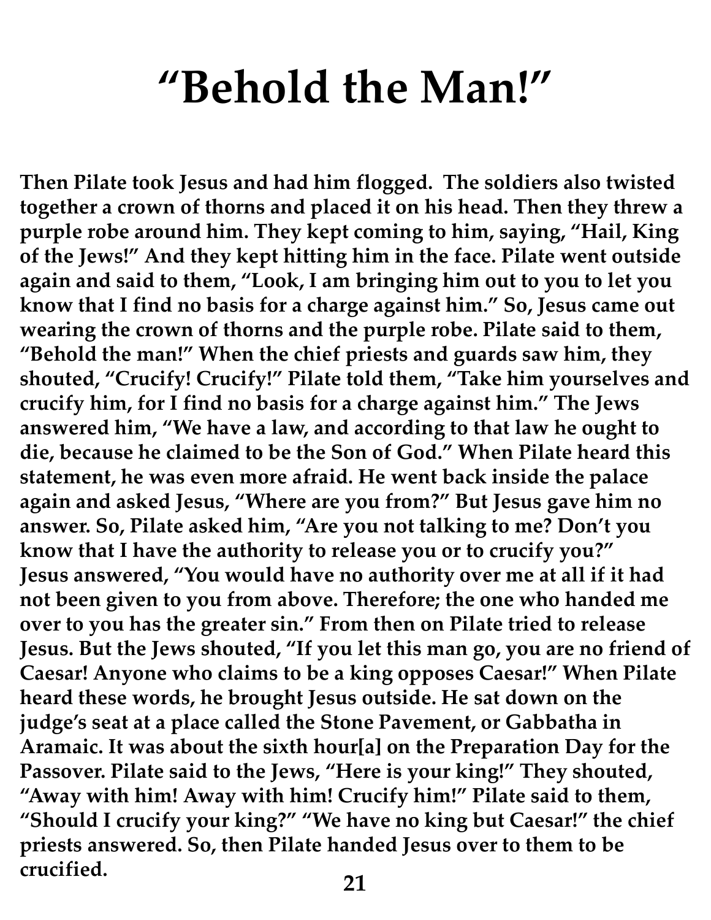# "Behold the Man!"

**Then Pilate took Jesus and had him flogged. The soldiers also twisted together a crown of thorns and placed it on his head. Then they threw a purple robe around him. They kept coming to him, saying, "Hail, King of the Jews!" And they kept hitting him in the face. Pilate went outside again and said to them, "Look, I am bringing him out to you to let you know that I find no basis for a charge against him." So, Jesus came out wearing the crown of thorns and the purple robe. Pilate said to them, "Behold the man!" When the chief priests and guards saw him, they shouted, "Crucify! Crucify!" Pilate told them, "Take him yourselves and crucify him, for I find no basis for a charge against him." The Jews answered him, "We have a law, and according to that law he ought to die, because he claimed to be the Son of God." When Pilate heard this statement, he was even more afraid. He went back inside the palace again and asked Jesus, "Where are you from?" But Jesus gave him no answer. So, Pilate asked him, "Are you not talking to me? Don't you know that I have the authority to release you or to crucify you?" Jesus answered, "You would have no authority over me at all if it had not been given to you from above. Therefore; the one who handed me over to you has the greater sin." From then on Pilate tried to release Jesus. But the Jews shouted, "If you let this man go, you are no friend of Caesar! Anyone who claims to be a king opposes Caesar!" When Pilate heard these words, he brought Jesus outside. He sat down on the judge's seat at a place called the Stone Pavement, or Gabbatha in Aramaic. It was about the sixth hour[a] on the Preparation Day for the Passover. Pilate said to the Jews, "Here is your king!" They shouted, "Away with him! Away with him! Crucify him!" Pilate said to them, "Should I crucify your king?" "We have no king but Caesar!" the chief priests answered. So, then Pilate handed Jesus over to them to be crucified.**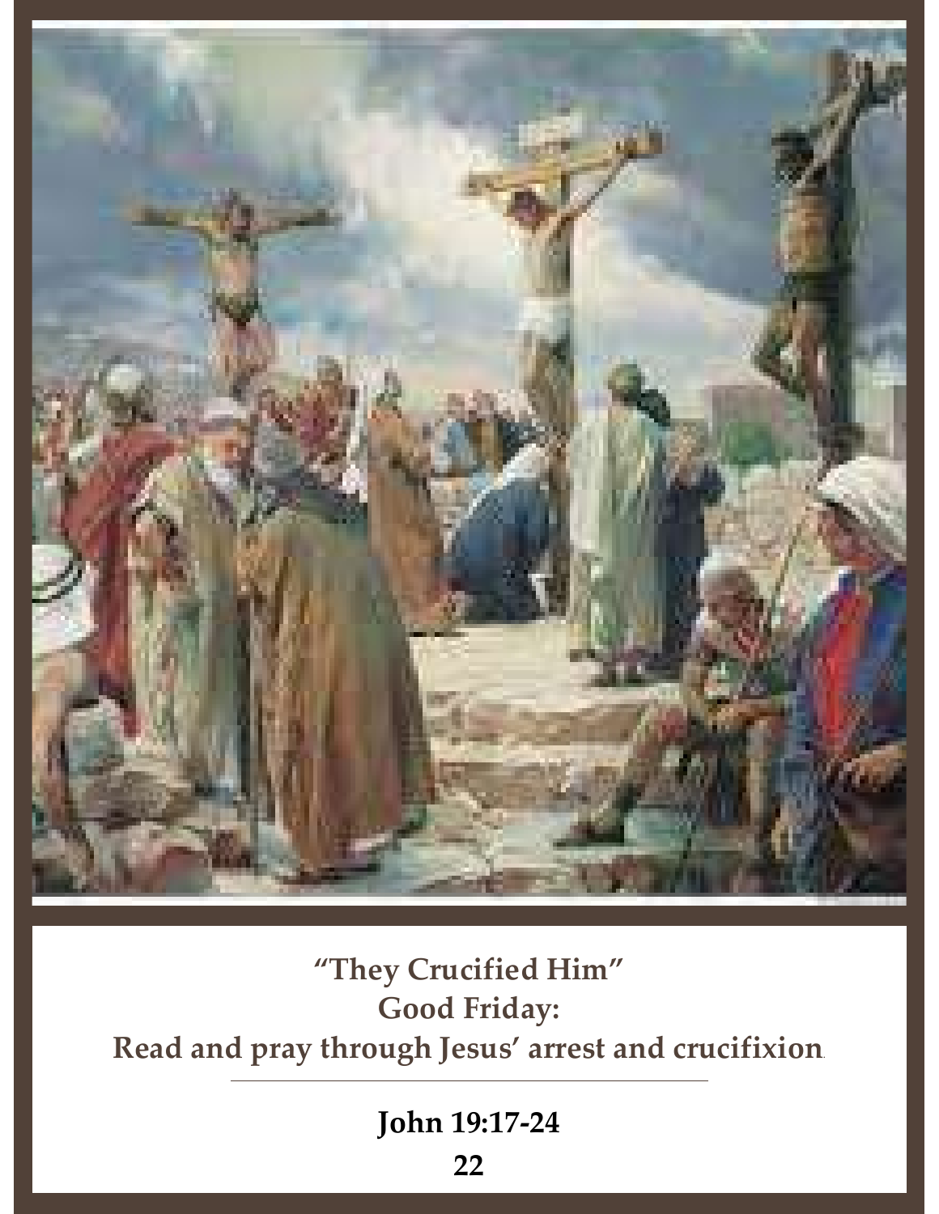**“They Crucified Him”**
**Good Friday:**
**Read and pray through Jesus’ arrest and crucifixion**

---

**John 19:17-24**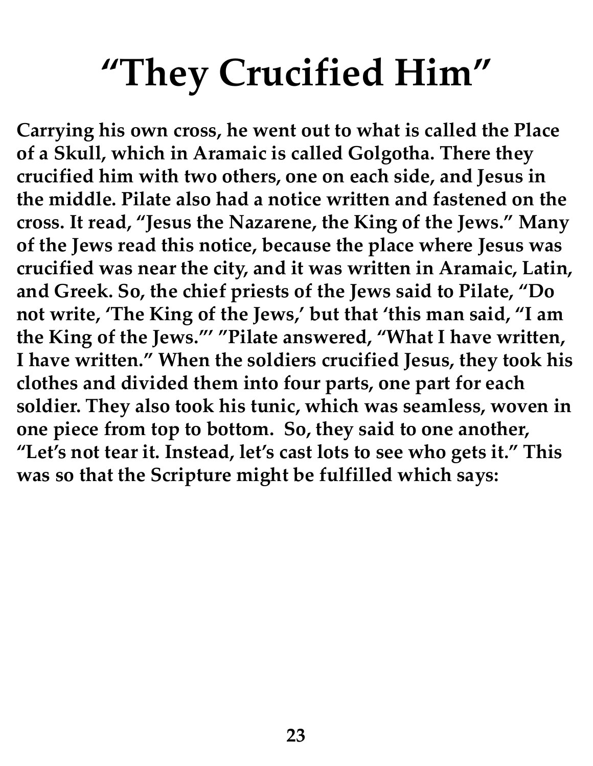# "They Crucified Him"

**Carrying his own cross, he went out to what is called the Place of a Skull, which in Aramaic is called Golgotha. There they crucified him with two others, one on each side, and Jesus in the middle. Pilate also had a notice written and fastened on the cross. It read, "Jesus the Nazarene, the King of the Jews." Many of the Jews read this notice, because the place where Jesus was crucified was near the city, and it was written in Aramaic, Latin, and Greek. So, the chief priests of the Jews said to Pilate, "Do not write, 'The King of the Jews,' but that 'this man said, "I am the King of the Jews."' "Pilate answered, "What I have written, I have written." When the soldiers crucified Jesus, they took his clothes and divided them into four parts, one part for each soldier. They also took his tunic, which was seamless, woven in one piece from top to bottom. So, they said to one another, "Let's not tear it. Instead, let's cast lots to see who gets it." This was so that the Scripture might be fulfilled which says:**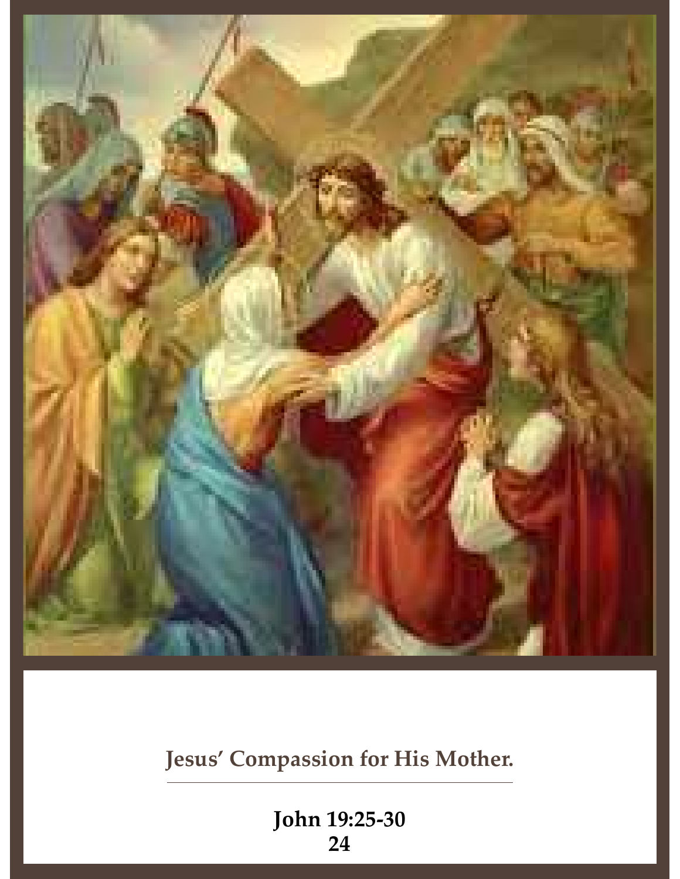**Jesus' Compassion for His Mother.**

---

**John 19:25-30**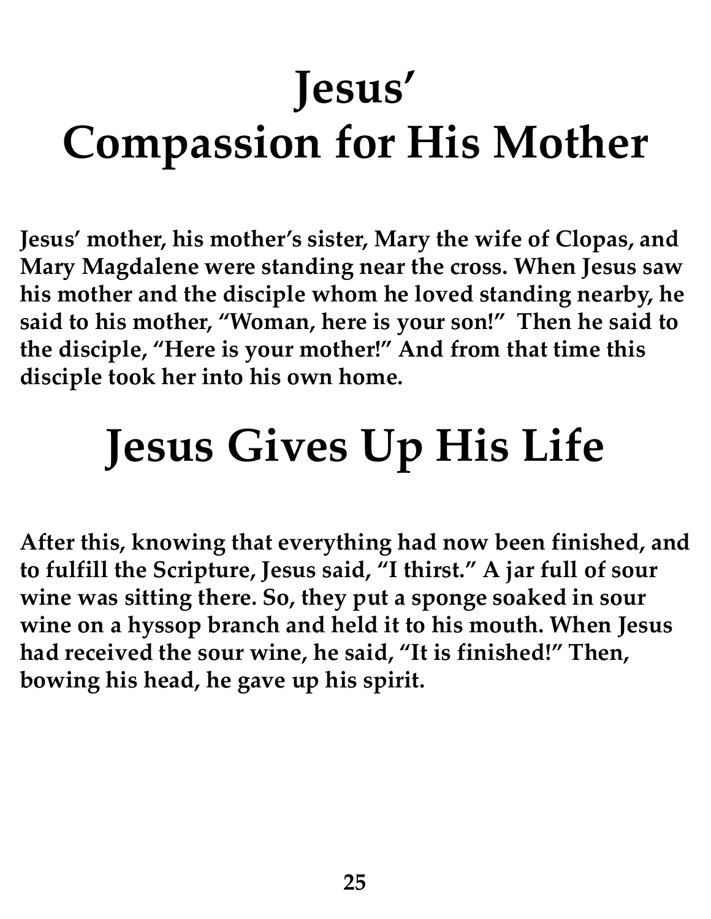# Jesus' Compassion for His Mother

**Jesus' mother, his mother's sister, Mary the wife of Clopas, and Mary Magdalene were standing near the cross. When Jesus saw his mother and the disciple whom he loved standing nearby, he said to his mother, "Woman, here is your son!" Then he said to the disciple, "Here is your mother!" And from that time this disciple took her into his own home.**

# Jesus Gives Up His Life

**After this, knowing that everything had now been finished, and to fulfill the Scripture, Jesus said, "I thirst." A jar full of sour wine was sitting there. So, they put a sponge soaked in sour wine on a hyssop branch and held it to his mouth. When Jesus had received the sour wine, he said, "It is finished!" Then, bowing his head, he gave up his spirit.**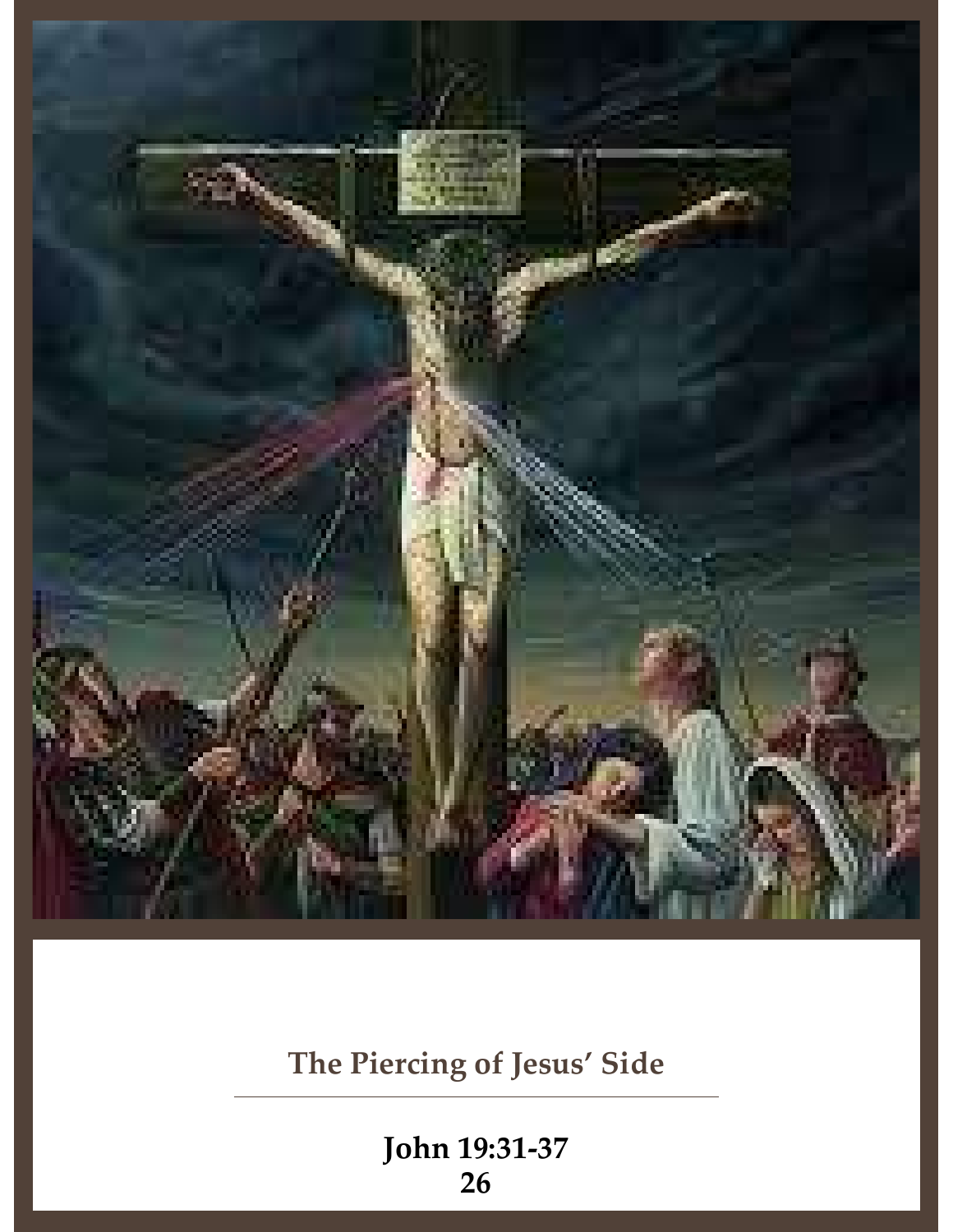## The Piercing of Jesus' Side

**John 19:31-37**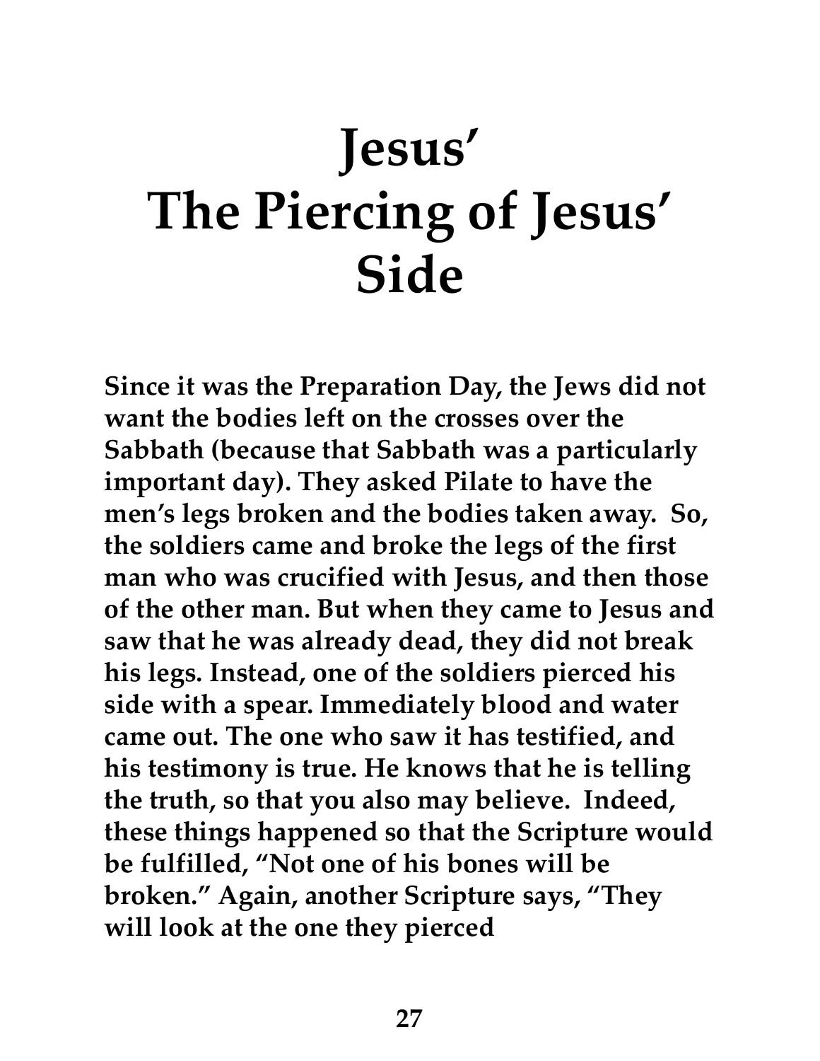# Jesus'
# The Piercing of Jesus' Side

**Since it was the Preparation Day, the Jews did not want the bodies left on the crosses over the Sabbath (because that Sabbath was a particularly important day). They asked Pilate to have the men's legs broken and the bodies taken away. So, the soldiers came and broke the legs of the first man who was crucified with Jesus, and then those of the other man. But when they came to Jesus and saw that he was already dead, they did not break his legs. Instead, one of the soldiers pierced his side with a spear. Immediately blood and water came out. The one who saw it has testified, and his testimony is true. He knows that he is telling the truth, so that you also may believe. Indeed, these things happened so that the Scripture would be fulfilled, "Not one of his bones will be broken." Again, another Scripture says, "They will look at the one they pierced**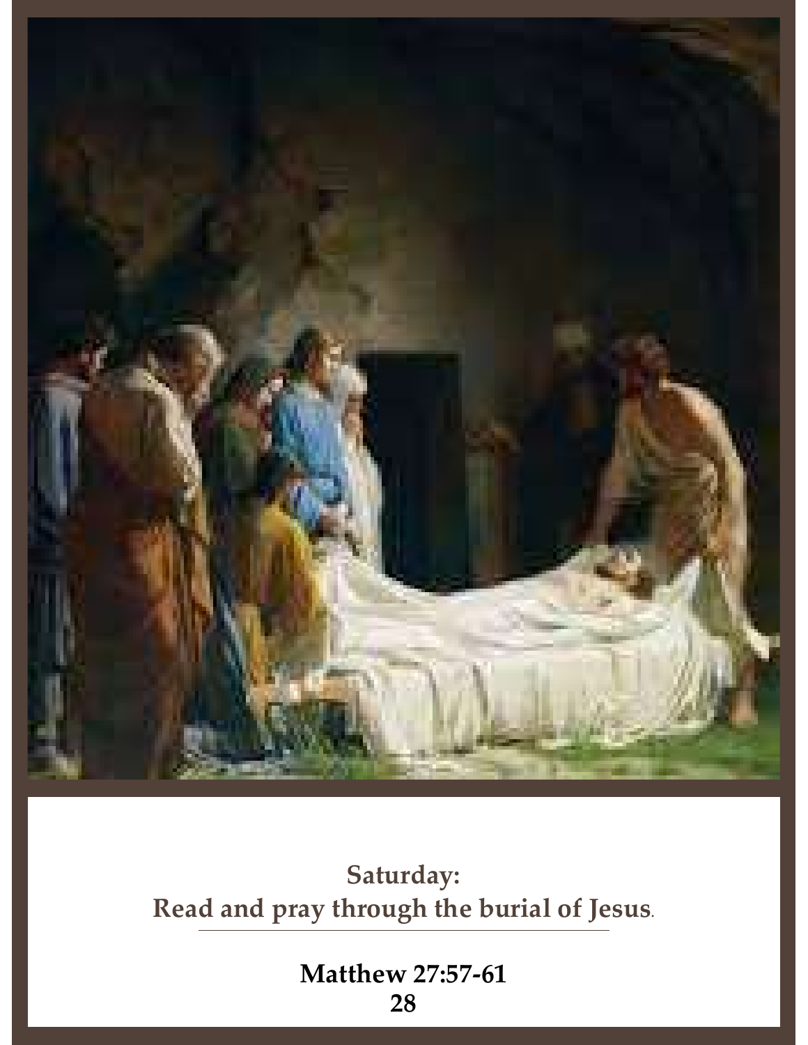**Saturday:**
**Read and pray through the burial of Jesus.**

---

**Matthew 27:57-61**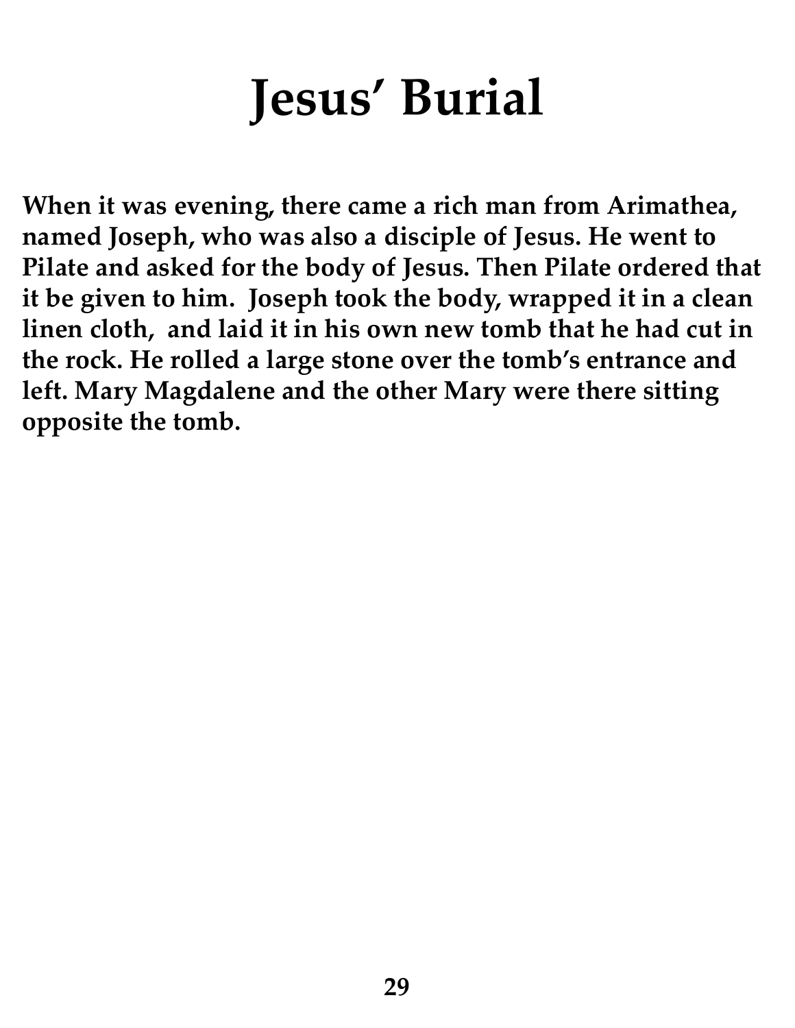# Jesus' Burial

**When it was evening, there came a rich man from Arimathea, named Joseph, who was also a disciple of Jesus. He went to Pilate and asked for the body of Jesus. Then Pilate ordered that it be given to him. Joseph took the body, wrapped it in a clean linen cloth, and laid it in his own new tomb that he had cut in the rock. He rolled a large stone over the tomb's entrance and left. Mary Magdalene and the other Mary were there sitting opposite the tomb.**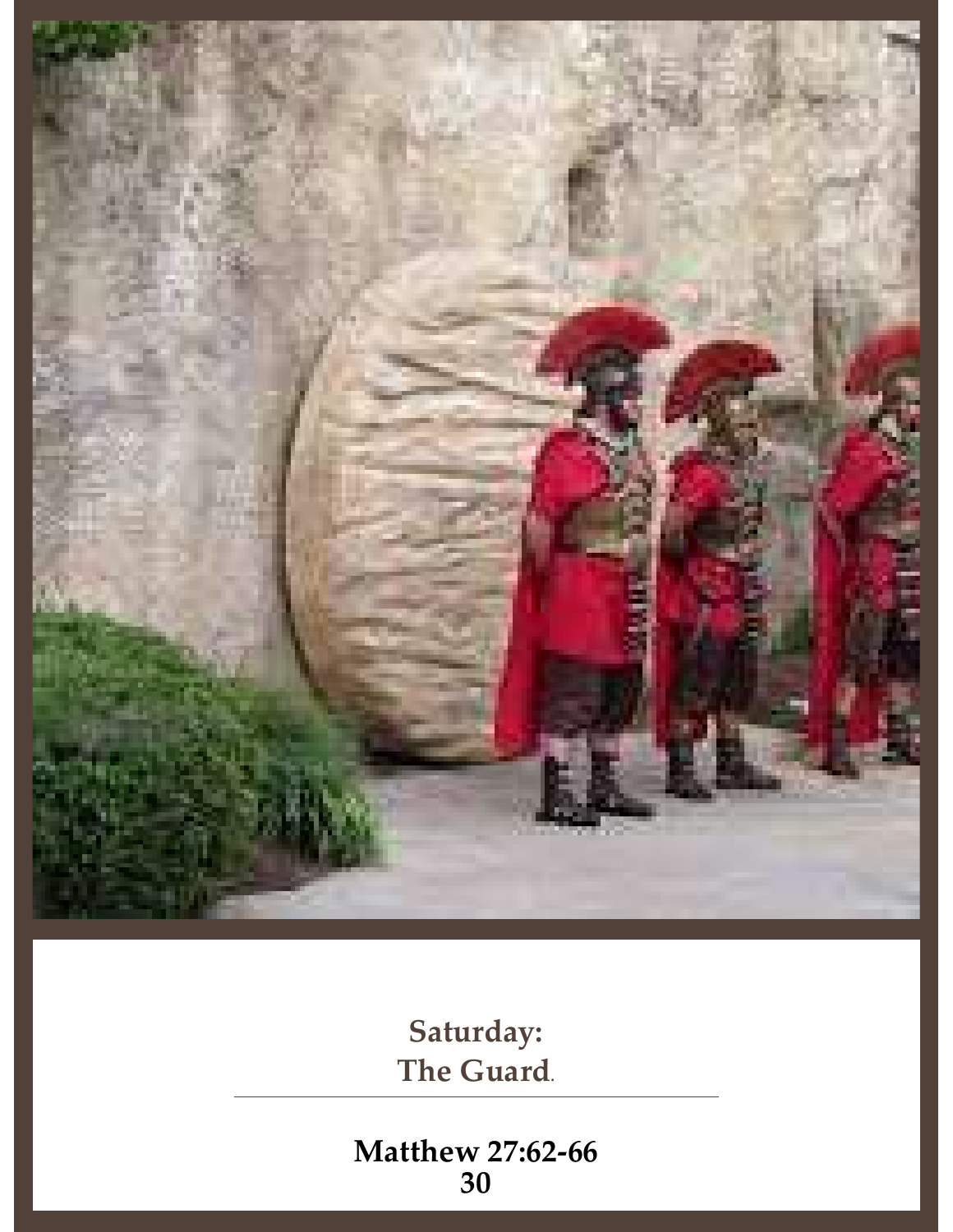**Saturday:**
**The Guard.**

---

**Matthew 27:62-66**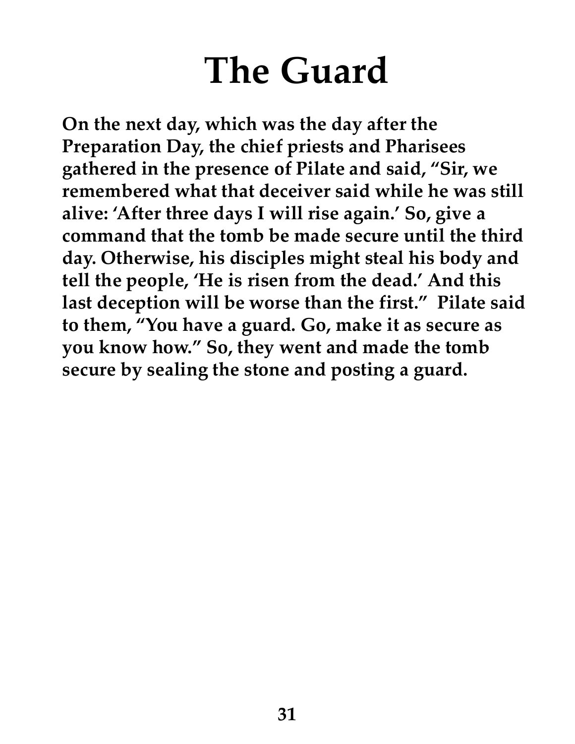# The Guard

**On the next day, which was the day after the Preparation Day, the chief priests and Pharisees gathered in the presence of Pilate and said, "Sir, we remembered what that deceiver said while he was still alive: 'After three days I will rise again.' So, give a command that the tomb be made secure until the third day. Otherwise, his disciples might steal his body and tell the people, 'He is risen from the dead.' And this last deception will be worse than the first." Pilate said to them, "You have a guard. Go, make it as secure as you know how." So, they went and made the tomb secure by sealing the stone and posting a guard.**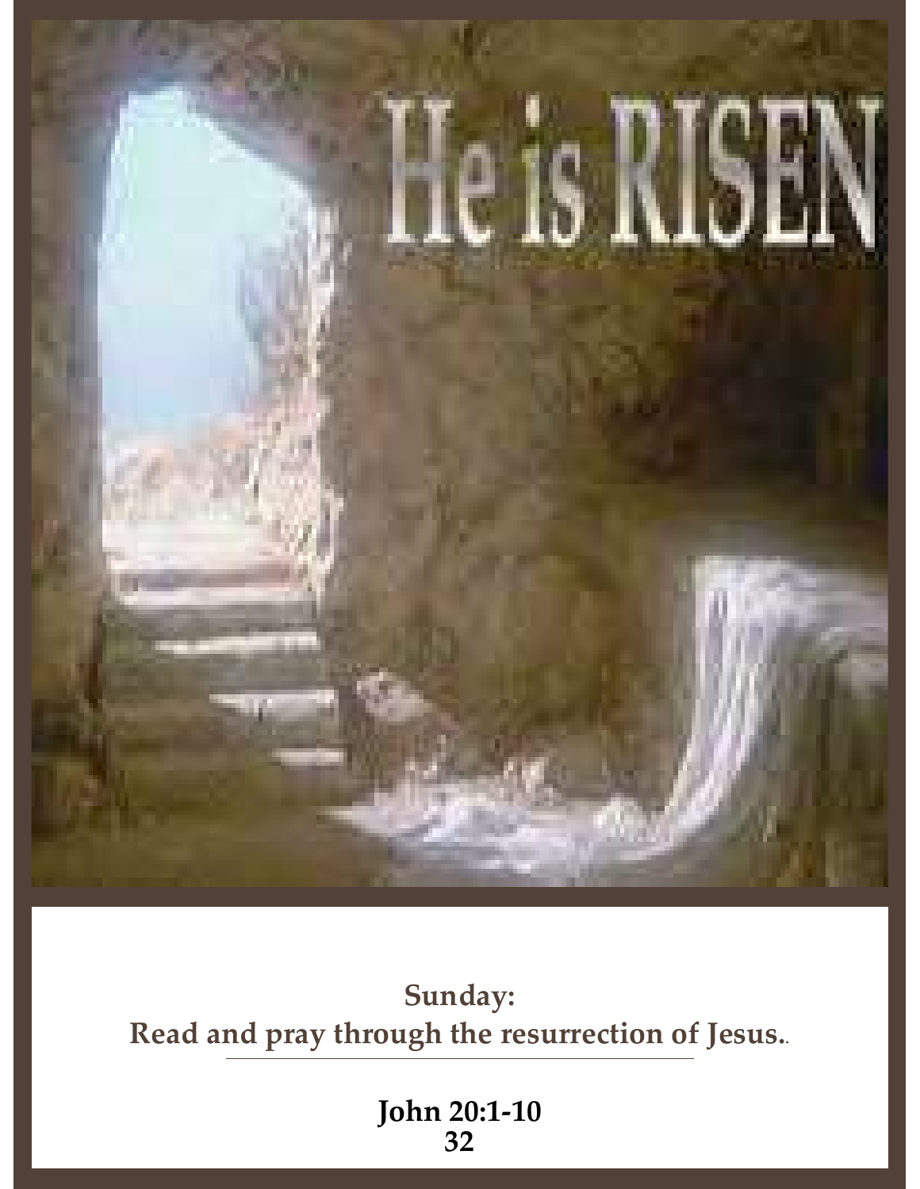He is RISEN

**Sunday:**
**Read and pray through the resurrection of Jesus.**

**John 20:1-10**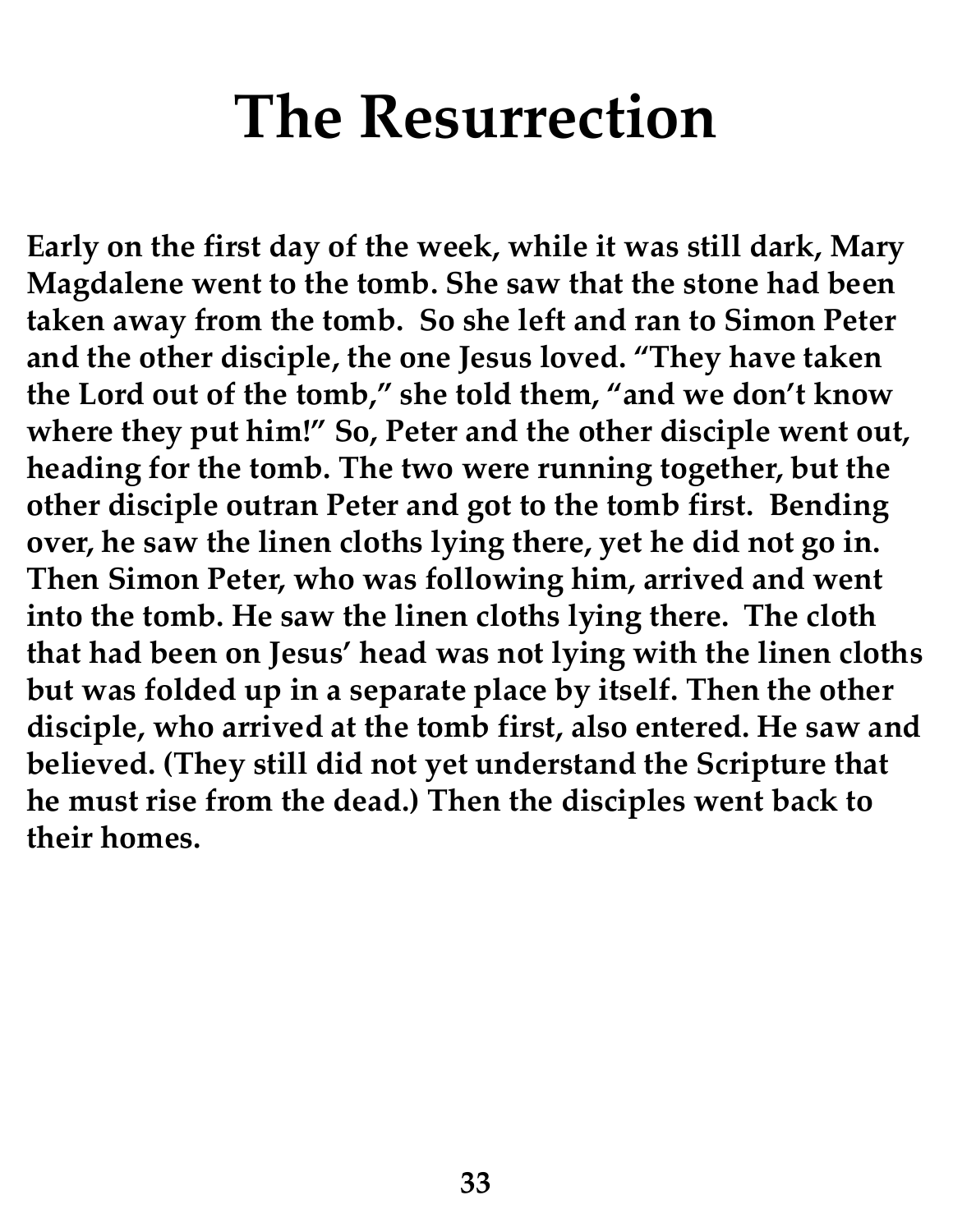# The Resurrection

**Early on the first day of the week, while it was still dark, Mary Magdalene went to the tomb. She saw that the stone had been taken away from the tomb. So she left and ran to Simon Peter and the other disciple, the one Jesus loved. "They have taken the Lord out of the tomb," she told them, "and we don't know where they put him!" So, Peter and the other disciple went out, heading for the tomb. The two were running together, but the other disciple outran Peter and got to the tomb first. Bending over, he saw the linen cloths lying there, yet he did not go in. Then Simon Peter, who was following him, arrived and went into the tomb. He saw the linen cloths lying there. The cloth that had been on Jesus' head was not lying with the linen cloths but was folded up in a separate place by itself. Then the other disciple, who arrived at the tomb first, also entered. He saw and believed. (They still did not yet understand the Scripture that he must rise from the dead.) Then the disciples went back to their homes.**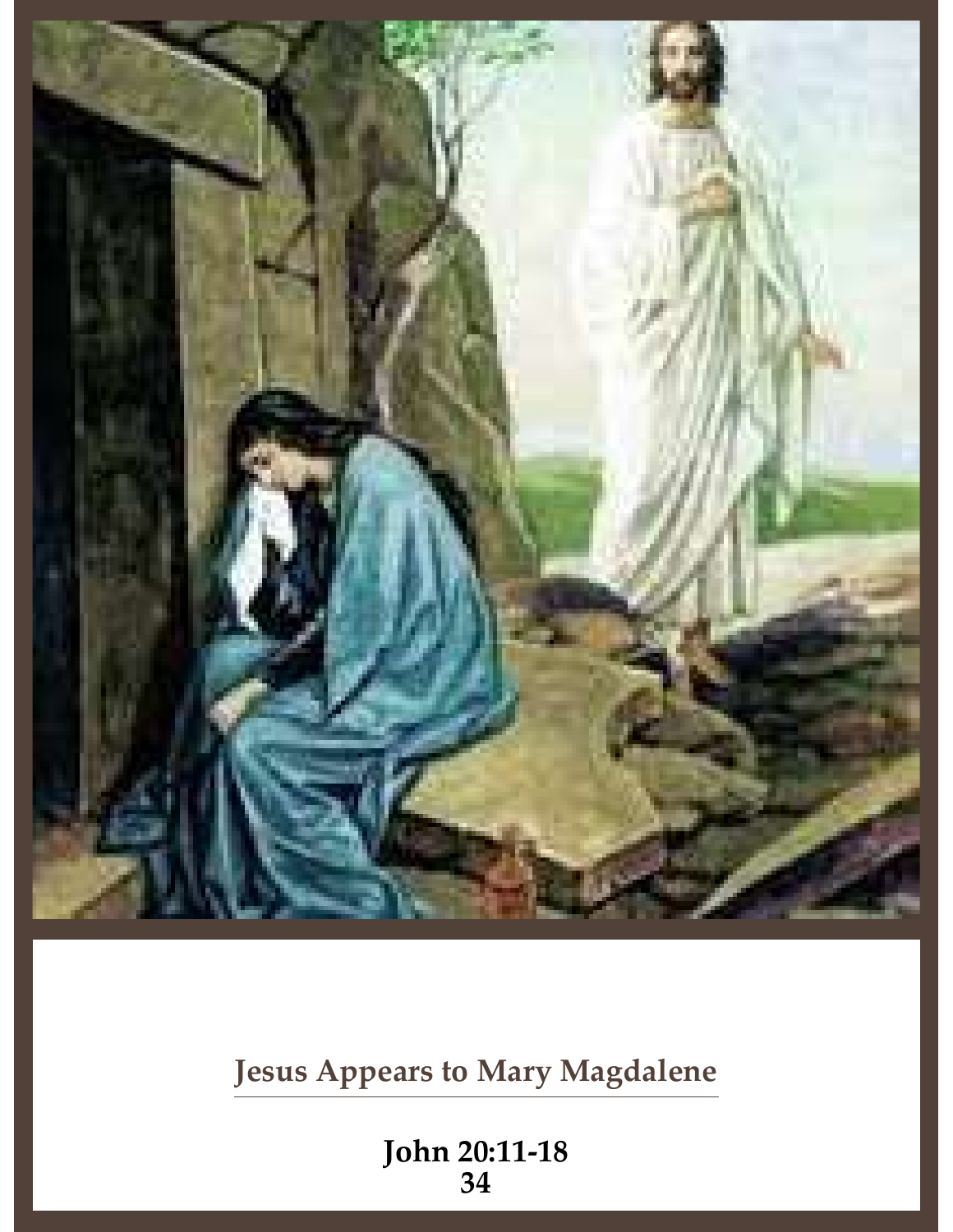## Jesus Appears to Mary Magdalene

**John 20:11-18**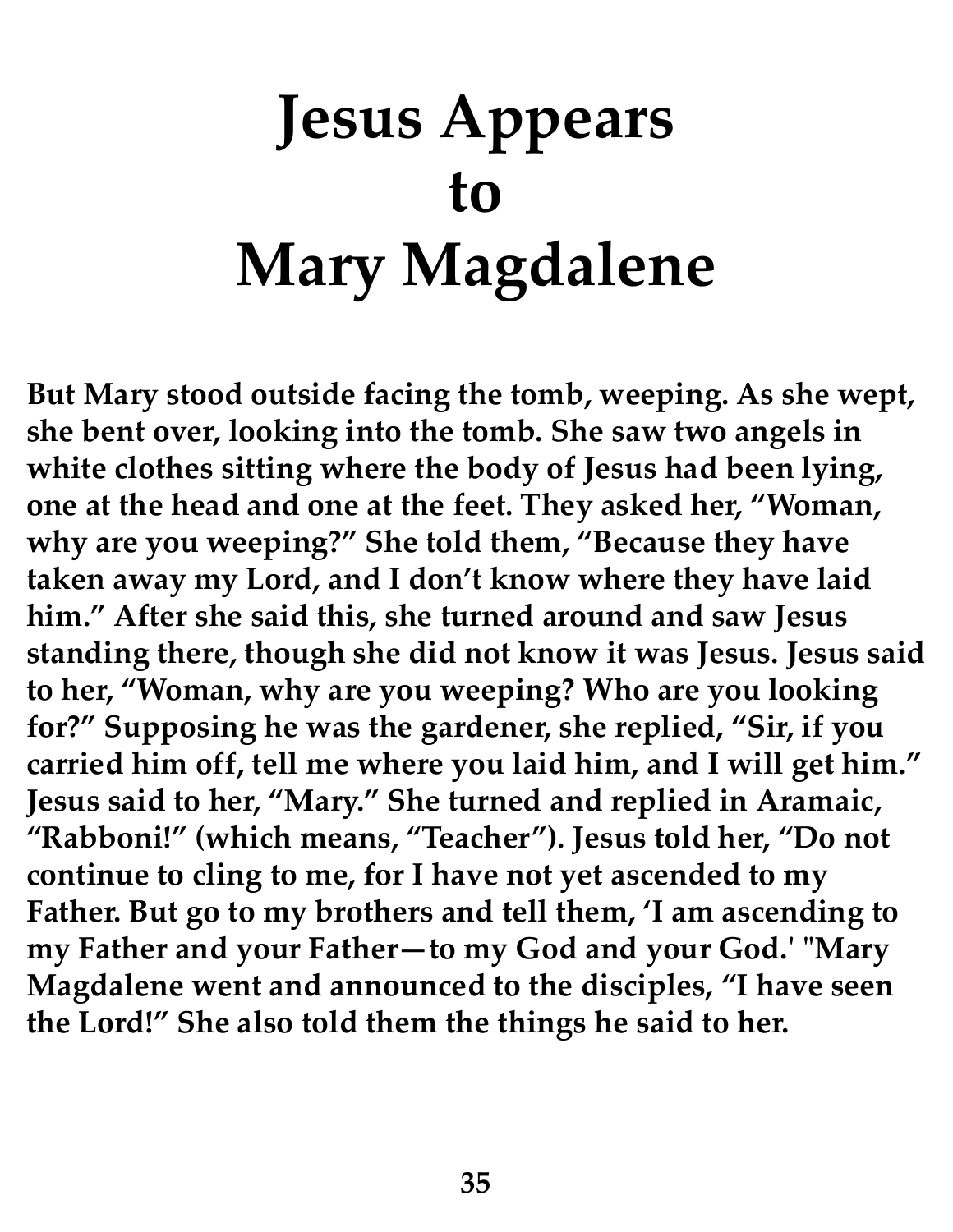# Jesus Appears to Mary Magdalene

**But Mary stood outside facing the tomb, weeping. As she wept, she bent over, looking into the tomb. She saw two angels in white clothes sitting where the body of Jesus had been lying, one at the head and one at the feet. They asked her, “Woman, why are you weeping?” She told them, “Because they have taken away my Lord, and I don’t know where they have laid him.” After she said this, she turned around and saw Jesus standing there, though she did not know it was Jesus. Jesus said to her, “Woman, why are you weeping? Who are you looking for?” Supposing he was the gardener, she replied, “Sir, if you carried him off, tell me where you laid him, and I will get him.” Jesus said to her, “Mary.” She turned and replied in Aramaic, “Rabboni!” (which means, “Teacher”). Jesus told her, “Do not continue to cling to me, for I have not yet ascended to my Father. But go to my brothers and tell them, ‘I am ascending to my Father and your Father—to my God and your God.' "Mary Magdalene went and announced to the disciples, “I have seen the Lord!” She also told them the things he said to her.**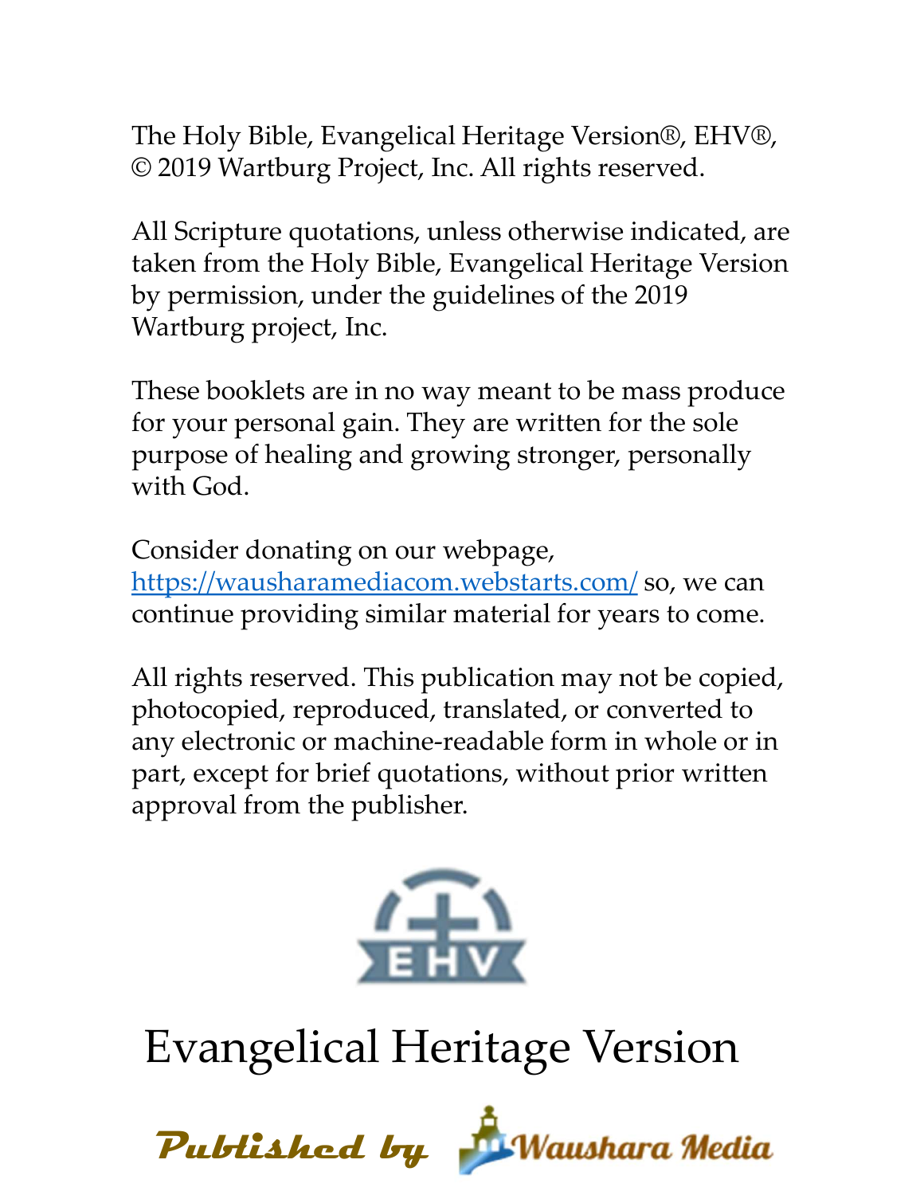The Holy Bible, Evangelical Heritage Version®, EHV®, © 2019 Wartburg Project, Inc. All rights reserved.

All Scripture quotations, unless otherwise indicated, are taken from the Holy Bible, Evangelical Heritage Version by permission, under the guidelines of the 2019 Wartburg project, Inc.

These booklets are in no way meant to be mass produce for your personal gain. They are written for the sole purpose of healing and growing stronger, personally with God.

Consider donating on our webpage, https://wausharamediacom.webstarts.com/ so, we can continue providing similar material for years to come.

All rights reserved. This publication may not be copied, photocopied, reproduced, translated, or converted to any electronic or machine-readable form in whole or in part, except for brief quotations, without prior written approval from the publisher.

EHV

Evangelical Heritage Version

Published by Waushara Media